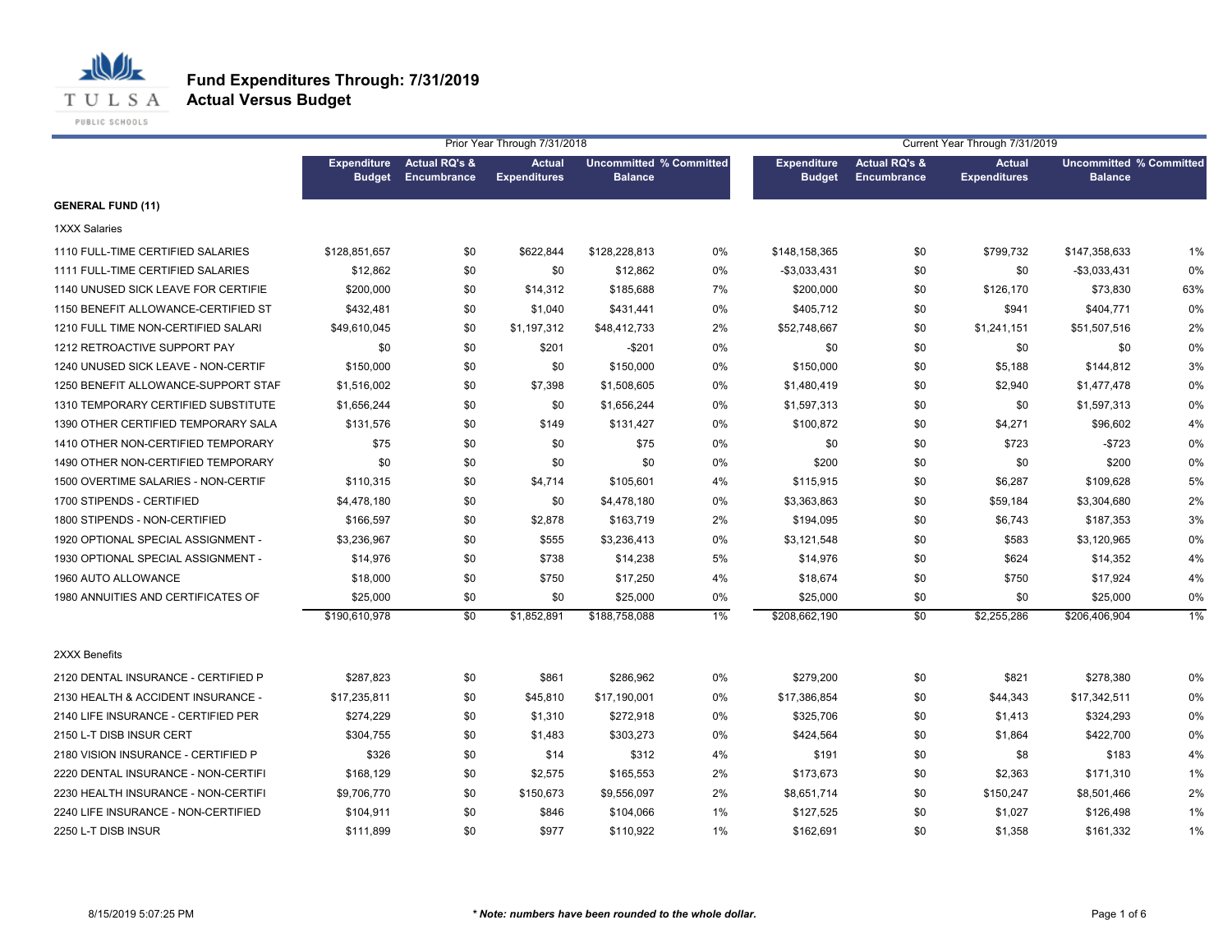# Fund Expenditures Through: 7/31/2019
## Actual Versus Budget

| | Prior Year Through 7/31/2018 | | | | | Current Year Through 7/31/2019 | | | | |
|---|---|---|---|---|---|---|---|---|---|---|
| | Expenditure Budget | Actual RQ's & Encumbrance | Actual Expenditures | Uncommitted Balance | % Committed | Expenditure Budget | Actual RQ's & Encumbrance | Actual Expenditures | Uncommitted Balance | % Committed |
| **GENERAL FUND (11)** | | | | | | | | | | |
| 1XXX Salaries | | | | | | | | | | |
| 1110 FULL-TIME CERTIFIED SALARIES | $128,851,657 | $0 | $622,844 | $128,228,813 | 0% | $148,158,365 | $0 | $799,732 | $147,358,633 | 1% |
| 1111 FULL-TIME CERTIFIED SALARIES | $12,862 | $0 | $0 | $12,862 | 0% | -$3,033,431 | $0 | $0 | -$3,033,431 | 0% |
| 1140 UNUSED SICK LEAVE FOR CERTIFIE | $200,000 | $0 | $14,312 | $185,688 | 7% | $200,000 | $0 | $126,170 | $73,830 | 63% |
| 1150 BENEFIT ALLOWANCE-CERTIFIED ST | $432,481 | $0 | $1,040 | $431,441 | 0% | $405,712 | $0 | $941 | $404,771 | 0% |
| 1210 FULL TIME NON-CERTIFIED SALARI | $49,610,045 | $0 | $1,197,312 | $48,412,733 | 2% | $52,748,667 | $0 | $1,241,151 | $51,507,516 | 2% |
| 1212 RETROACTIVE SUPPORT PAY | $0 | $0 | $201 | -$201 | 0% | $0 | $0 | $0 | $0 | 0% |
| 1240 UNUSED SICK LEAVE - NON-CERTIF | $150,000 | $0 | $0 | $150,000 | 0% | $150,000 | $0 | $5,188 | $144,812 | 3% |
| 1250 BENEFIT ALLOWANCE-SUPPORT STAF | $1,516,002 | $0 | $7,398 | $1,508,605 | 0% | $1,480,419 | $0 | $2,940 | $1,477,478 | 0% |
| 1310 TEMPORARY CERTIFIED SUBSTITUTE | $1,656,244 | $0 | $0 | $1,656,244 | 0% | $1,597,313 | $0 | $0 | $1,597,313 | 0% |
| 1390 OTHER CERTIFIED TEMPORARY SALA | $131,576 | $0 | $149 | $131,427 | 0% | $100,872 | $0 | $4,271 | $96,602 | 4% |
| 1410 OTHER NON-CERTIFIED TEMPORARY | $75 | $0 | $0 | $75 | 0% | $0 | $0 | $723 | -$723 | 0% |
| 1490 OTHER NON-CERTIFIED TEMPORARY | $0 | $0 | $0 | $0 | 0% | $200 | $0 | $0 | $200 | 0% |
| 1500 OVERTIME SALARIES - NON-CERTIF | $110,315 | $0 | $4,714 | $105,601 | 4% | $115,915 | $0 | $6,287 | $109,628 | 5% |
| 1700 STIPENDS - CERTIFIED | $4,478,180 | $0 | $0 | $4,478,180 | 0% | $3,363,863 | $0 | $59,184 | $3,304,680 | 2% |
| 1800 STIPENDS - NON-CERTIFIED | $166,597 | $0 | $2,878 | $163,719 | 2% | $194,095 | $0 | $6,743 | $187,353 | 3% |
| 1920 OPTIONAL SPECIAL ASSIGNMENT - | $3,236,967 | $0 | $555 | $3,236,413 | 0% | $3,121,548 | $0 | $583 | $3,120,965 | 0% |
| 1930 OPTIONAL SPECIAL ASSIGNMENT - | $14,976 | $0 | $738 | $14,238 | 5% | $14,976 | $0 | $624 | $14,352 | 4% |
| 1960 AUTO ALLOWANCE | $18,000 | $0 | $750 | $17,250 | 4% | $18,674 | $0 | $750 | $17,924 | 4% |
| 1980 ANNUITIES AND CERTIFICATES OF | $25,000 | $0 | $0 | $25,000 | 0% | $25,000 | $0 | $0 | $25,000 | 0% |
| | $190,610,978 | $0 | $1,852,891 | $188,758,088 | 1% | $208,662,190 | $0 | $2,255,286 | $206,406,904 | 1% |
| 2XXX Benefits | | | | | | | | | | |
| 2120 DENTAL INSURANCE - CERTIFIED P | $287,823 | $0 | $861 | $286,962 | 0% | $279,200 | $0 | $821 | $278,380 | 0% |
| 2130 HEALTH & ACCIDENT INSURANCE - | $17,235,811 | $0 | $45,810 | $17,190,001 | 0% | $17,386,854 | $0 | $44,343 | $17,342,511 | 0% |
| 2140 LIFE INSURANCE - CERTIFIED PER | $274,229 | $0 | $1,310 | $272,918 | 0% | $325,706 | $0 | $1,413 | $324,293 | 0% |
| 2150 L-T DISB INSUR CERT | $304,755 | $0 | $1,483 | $303,273 | 0% | $424,564 | $0 | $1,864 | $422,700 | 0% |
| 2180 VISION INSURANCE - CERTIFIED P | $326 | $0 | $14 | $312 | 4% | $191 | $0 | $8 | $183 | 4% |
| 2220 DENTAL INSURANCE - NON-CERTIFI | $168,129 | $0 | $2,575 | $165,553 | 2% | $173,673 | $0 | $2,363 | $171,310 | 1% |
| 2230 HEALTH INSURANCE - NON-CERTIFI | $9,706,770 | $0 | $150,673 | $9,556,097 | 2% | $8,651,714 | $0 | $150,247 | $8,501,466 | 2% |
| 2240 LIFE INSURANCE - NON-CERTIFIED | $104,911 | $0 | $846 | $104,066 | 1% | $127,525 | $0 | $1,027 | $126,498 | 1% |
| 2250 L-T DISB INSUR | $111,899 | $0 | $977 | $110,922 | 1% | $162,691 | $0 | $1,358 | $161,332 | 1% |

8/15/2019 5:07:25 PM

***Note: numbers have been rounded to the whole dollar.**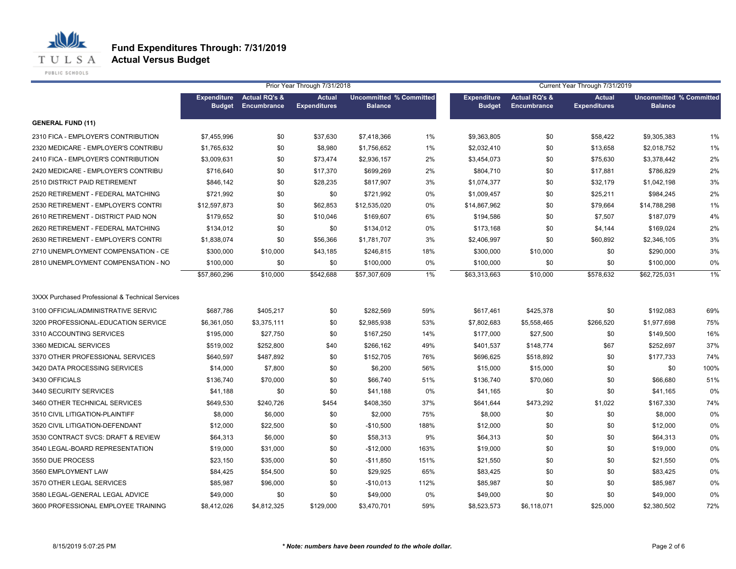# Fund Expenditures Through: 7/31/2019
## Actual Versus Budget

| | Prior Year Through 7/31/2018 | | | | | Current Year Through 7/31/2019 | | | | |
|---|---|---|---|---|---|---|---|---|---|---|
| | Expenditure Budget | Actual RQ's & Encumbrance | Actual Expenditures | Uncommitted Balance | % Committed | Expenditure Budget | Actual RQ's & Encumbrance | Actual Expenditures | Uncommitted Balance | % Committed |
| **GENERAL FUND (11)** | | | | | | | | | | |
| 2310 FICA - EMPLOYER'S CONTRIBUTION | $7,455,996 | $0 | $37,630 | $7,418,366 | 1% | $9,363,805 | $0 | $58,422 | $9,305,383 | 1% |
| 2320 MEDICARE - EMPLOYER'S CONTRIBU | $1,765,632 | $0 | $8,980 | $1,756,652 | 1% | $2,032,410 | $0 | $13,658 | $2,018,752 | 1% |
| 2410 FICA - EMPLOYER'S CONTRIBUTION | $3,009,631 | $0 | $73,474 | $2,936,157 | 2% | $3,454,073 | $0 | $75,630 | $3,378,442 | 2% |
| 2420 MEDICARE - EMPLOYER'S CONTRIBU | $716,640 | $0 | $17,370 | $699,269 | 2% | $804,710 | $0 | $17,881 | $786,829 | 2% |
| 2510 DISTRICT PAID RETIREMENT | $846,142 | $0 | $28,235 | $817,907 | 3% | $1,074,377 | $0 | $32,179 | $1,042,198 | 3% |
| 2520 RETIREMENT - FEDERAL MATCHING | $721,992 | $0 | $0 | $721,992 | 0% | $1,009,457 | $0 | $25,211 | $984,245 | 2% |
| 2530 RETIREMENT - EMPLOYER'S CONTRI | $12,597,873 | $0 | $62,853 | $12,535,020 | 0% | $14,867,962 | $0 | $79,664 | $14,788,298 | 1% |
| 2610 RETIREMENT - DISTRICT PAID NON | $179,652 | $0 | $10,046 | $169,607 | 6% | $194,586 | $0 | $7,507 | $187,079 | 4% |
| 2620 RETIREMENT - FEDERAL MATCHING | $134,012 | $0 | $0 | $134,012 | 0% | $173,168 | $0 | $4,144 | $169,024 | 2% |
| 2630 RETIREMENT - EMPLOYER'S CONTRI | $1,838,074 | $0 | $56,366 | $1,781,707 | 3% | $2,406,997 | $0 | $60,892 | $2,346,105 | 3% |
| 2710 UNEMPLOYMENT COMPENSATION - CE | $300,000 | $10,000 | $43,185 | $246,815 | 18% | $300,000 | $10,000 | $0 | $290,000 | 3% |
| 2810 UNEMPLOYMENT COMPENSATION - NO | $100,000 | $0 | $0 | $100,000 | 0% | $100,000 | $0 | $0 | $100,000 | 0% |
| | $57,860,296 | $10,000 | $542,688 | $57,307,609 | 1% | $63,313,663 | $10,000 | $578,632 | $62,725,031 | 1% |
| 3XXX Purchased Professional & Technical Services | | | | | | | | | | |
| 3100 OFFICIAL/ADMINISTRATIVE SERVIC | $687,786 | $405,217 | $0 | $282,569 | 59% | $617,461 | $425,378 | $0 | $192,083 | 69% |
| 3200 PROFESSIONAL-EDUCATION SERVICE | $6,361,050 | $3,375,111 | $0 | $2,985,938 | 53% | $7,802,683 | $5,558,465 | $266,520 | $1,977,698 | 75% |
| 3310 ACCOUNTING SERVICES | $195,000 | $27,750 | $0 | $167,250 | 14% | $177,000 | $27,500 | $0 | $149,500 | 16% |
| 3360 MEDICAL SERVICES | $519,002 | $252,800 | $40 | $266,162 | 49% | $401,537 | $148,774 | $67 | $252,697 | 37% |
| 3370 OTHER PROFESSIONAL SERVICES | $640,597 | $487,892 | $0 | $152,705 | 76% | $696,625 | $518,892 | $0 | $177,733 | 74% |
| 3420 DATA PROCESSING SERVICES | $14,000 | $7,800 | $0 | $6,200 | 56% | $15,000 | $15,000 | $0 | $0 | 100% |
| 3430 OFFICIALS | $136,740 | $70,000 | $0 | $66,740 | 51% | $136,740 | $70,060 | $0 | $66,680 | 51% |
| 3440 SECURITY SERVICES | $41,188 | $0 | $0 | $41,188 | 0% | $41,165 | $0 | $0 | $41,165 | 0% |
| 3460 OTHER TECHNICAL SERVICES | $649,530 | $240,726 | $454 | $408,350 | 37% | $641,644 | $473,292 | $1,022 | $167,330 | 74% |
| 3510 CIVIL LITIGATION-PLAINTIFF | $8,000 | $6,000 | $0 | $2,000 | 75% | $8,000 | $0 | $0 | $8,000 | 0% |
| 3520 CIVIL LITIGATION-DEFENDANT | $12,000 | $22,500 | $0 | $-10,500 | 188% | $12,000 | $0 | $0 | $12,000 | 0% |
| 3530 CONTRACT SVCS: DRAFT & REVIEW | $64,313 | $6,000 | $0 | $58,313 | 9% | $64,313 | $0 | $0 | $64,313 | 0% |
| 3540 LEGAL-BOARD REPRESENTATION | $19,000 | $31,000 | $0 | $-12,000 | 163% | $19,000 | $0 | $0 | $19,000 | 0% |
| 3550 DUE PROCESS | $23,150 | $35,000 | $0 | $-11,850 | 151% | $21,550 | $0 | $0 | $21,550 | 0% |
| 3560 EMPLOYMENT LAW | $84,425 | $54,500 | $0 | $29,925 | 65% | $83,425 | $0 | $0 | $83,425 | 0% |
| 3570 OTHER LEGAL SERVICES | $85,987 | $96,000 | $0 | $-10,013 | 112% | $85,987 | $0 | $0 | $85,987 | 0% |
| 3580 LEGAL-GENERAL LEGAL ADVICE | $49,000 | $0 | $0 | $49,000 | 0% | $49,000 | $0 | $0 | $49,000 | 0% |
| 3600 PROFESSIONAL EMPLOYEE TRAINING | $8,412,026 | $4,812,325 | $129,000 | $3,470,701 | 59% | $8,523,573 | $6,118,071 | $25,000 | $2,380,502 | 72% |

8/15/2019 5:07:25 PM

***Note: numbers have been rounded to the whole dollar.***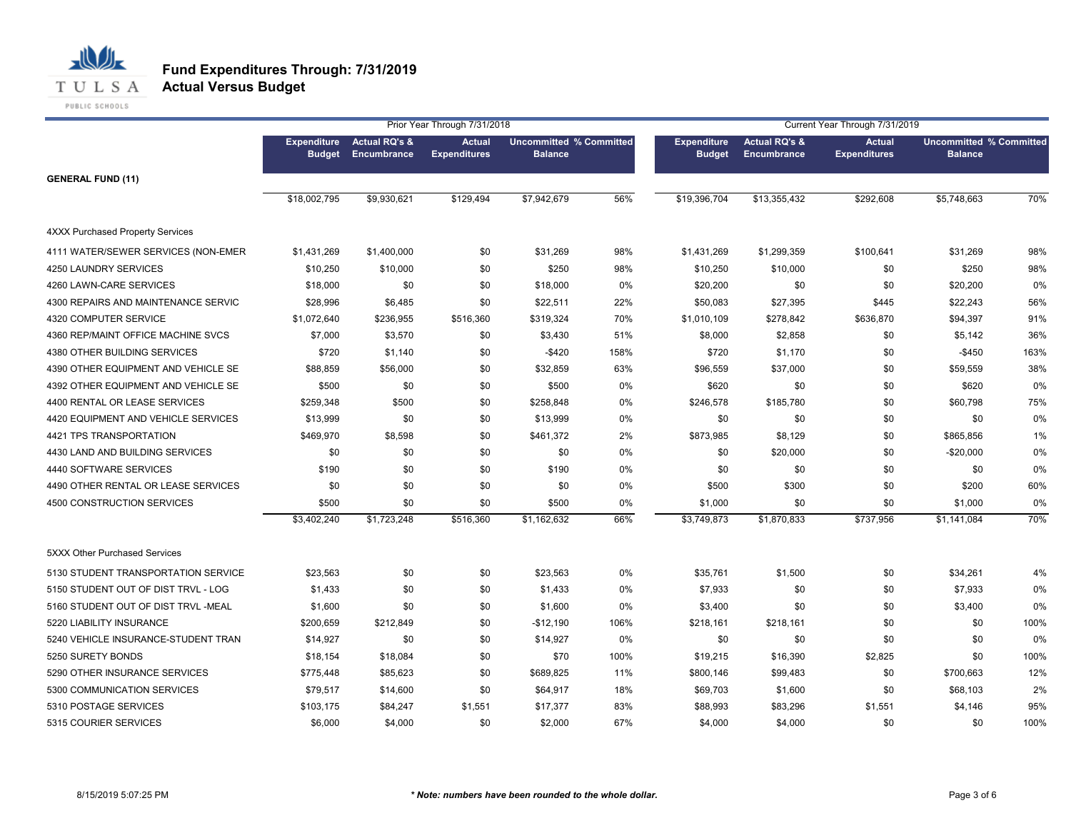## Fund Expenditures Through: 7/31/2019
## Actual Versus Budget

| | Prior Year Through 7/31/2018 | | | | | Current Year Through 7/31/2019 | | | | |
|---|---|---|---|---|---|---|---|---|---|---|
| **GENERAL FUND (11)** | **Expenditure Budget** | **Actual RQ's & Encumbrance** | **Actual Expenditures** | **Uncommitted Balance** | **% Committed** | **Expenditure Budget** | **Actual RQ's & Encumbrance** | **Actual Expenditures** | **Uncommitted Balance** | **% Committed** |
| | $18,002,795 | $9,930,621 | $129,494 | $7,942,679 | 56% | $19,396,704 | $13,355,432 | $292,608 | $5,748,663 | 70% |
| 4XXX Purchased Property Services | | | | | | | | | | |
| 4111 WATER/SEWER SERVICES (NON-EMER | $1,431,269 | $1,400,000 | $0 | $31,269 | 98% | $1,431,269 | $1,299,359 | $100,641 | $31,269 | 98% |
| 4250 LAUNDRY SERVICES | $10,250 | $10,000 | $0 | $250 | 98% | $10,250 | $10,000 | $0 | $250 | 98% |
| 4260 LAWN-CARE SERVICES | $18,000 | $0 | $0 | $18,000 | 0% | $20,200 | $0 | $0 | $20,200 | 0% |
| 4300 REPAIRS AND MAINTENANCE SERVIC | $28,996 | $6,485 | $0 | $22,511 | 22% | $50,083 | $27,395 | $445 | $22,243 | 56% |
| 4320 COMPUTER SERVICE | $1,072,640 | $236,955 | $516,360 | $319,324 | 70% | $1,010,109 | $278,842 | $636,870 | $94,397 | 91% |
| 4360 REP/MAINT OFFICE MACHINE SVCS | $7,000 | $3,570 | $0 | $3,430 | 51% | $8,000 | $2,858 | $0 | $5,142 | 36% |
| 4380 OTHER BUILDING SERVICES | $720 | $1,140 | $0 | -$420 | 158% | $720 | $1,170 | $0 | -$450 | 163% |
| 4390 OTHER EQUIPMENT AND VEHICLE SE | $88,859 | $56,000 | $0 | $32,859 | 63% | $96,559 | $37,000 | $0 | $59,559 | 38% |
| 4392 OTHER EQUIPMENT AND VEHICLE SE | $500 | $0 | $0 | $500 | 0% | $620 | $0 | $0 | $620 | 0% |
| 4400 RENTAL OR LEASE SERVICES | $259,348 | $500 | $0 | $258,848 | 0% | $246,578 | $185,780 | $0 | $60,798 | 75% |
| 4420 EQUIPMENT AND VEHICLE SERVICES | $13,999 | $0 | $0 | $13,999 | 0% | $0 | $0 | $0 | $0 | 0% |
| 4421 TPS TRANSPORTATION | $469,970 | $8,598 | $0 | $461,372 | 2% | $873,985 | $8,129 | $0 | $865,856 | 1% |
| 4430 LAND AND BUILDING SERVICES | $0 | $0 | $0 | $0 | 0% | $0 | $20,000 | $0 | -$20,000 | 0% |
| 4440 SOFTWARE SERVICES | $190 | $0 | $0 | $190 | 0% | $0 | $0 | $0 | $0 | 0% |
| 4490 OTHER RENTAL OR LEASE SERVICES | $0 | $0 | $0 | $0 | 0% | $500 | $300 | $0 | $200 | 60% |
| 4500 CONSTRUCTION SERVICES | $500 | $0 | $0 | $500 | 0% | $1,000 | $0 | $0 | $1,000 | 0% |
| | $3,402,240 | $1,723,248 | $516,360 | $1,162,632 | 66% | $3,749,873 | $1,870,833 | $737,956 | $1,141,084 | 70% |
| 5XXX Other Purchased Services | | | | | | | | | | |
| 5130 STUDENT TRANSPORTATION SERVICE | $23,563 | $0 | $0 | $23,563 | 0% | $35,761 | $1,500 | $0 | $34,261 | 4% |
| 5150 STUDENT OUT OF DIST TRVL - LOG | $1,433 | $0 | $0 | $1,433 | 0% | $7,933 | $0 | $0 | $7,933 | 0% |
| 5160 STUDENT OUT OF DIST TRVL -MEAL | $1,600 | $0 | $0 | $1,600 | 0% | $3,400 | $0 | $0 | $3,400 | 0% |
| 5220 LIABILITY INSURANCE | $200,659 | $212,849 | $0 | -$12,190 | 106% | $218,161 | $218,161 | $0 | $0 | 100% |
| 5240 VEHICLE INSURANCE-STUDENT TRAN | $14,927 | $0 | $0 | $14,927 | 0% | $0 | $0 | $0 | $0 | 0% |
| 5250 SURETY BONDS | $18,154 | $18,084 | $0 | $70 | 100% | $19,215 | $16,390 | $2,825 | $0 | 100% |
| 5290 OTHER INSURANCE SERVICES | $775,448 | $85,623 | $0 | $689,825 | 11% | $800,146 | $99,483 | $0 | $700,663 | 12% |
| 5300 COMMUNICATION SERVICES | $79,517 | $14,600 | $0 | $64,917 | 18% | $69,703 | $1,600 | $0 | $68,103 | 2% |
| 5310 POSTAGE SERVICES | $103,175 | $84,247 | $1,551 | $17,377 | 83% | $88,993 | $83,296 | $1,551 | $4,146 | 95% |
| 5315 COURIER SERVICES | $6,000 | $4,000 | $0 | $2,000 | 67% | $4,000 | $4,000 | $0 | $0 | 100% |

***Note: numbers have been rounded to the whole dollar.***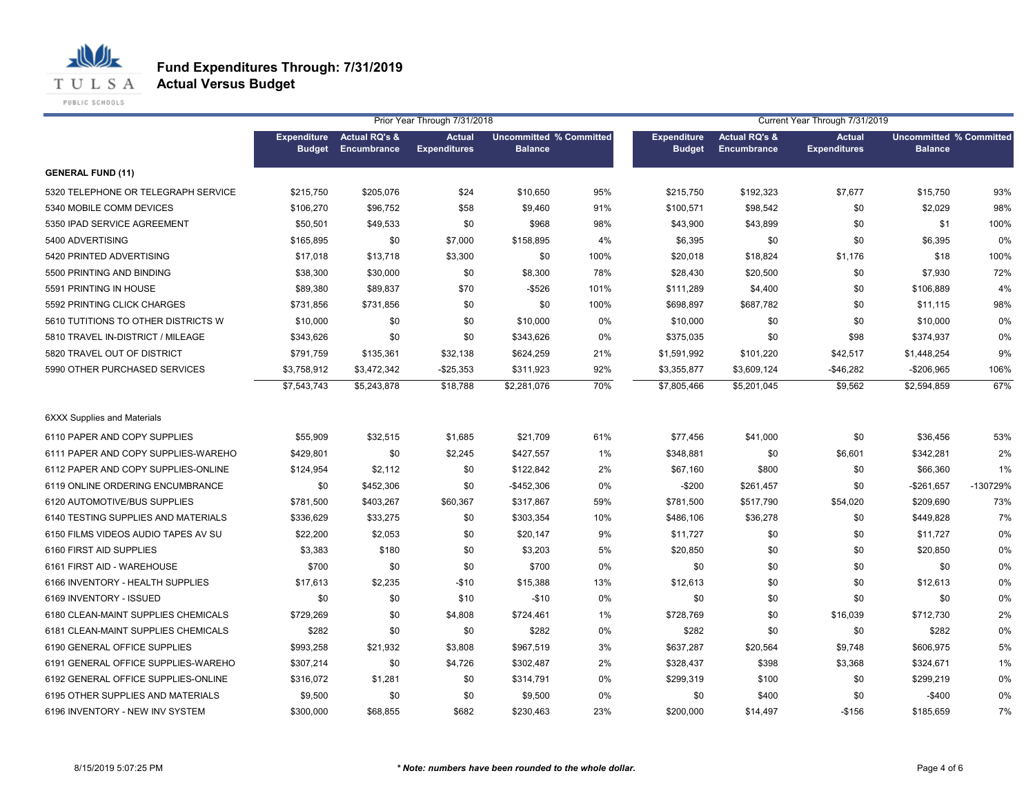# Fund Expenditures Through: 7/31/2019

## Actual Versus Budget

| | Prior Year Through 7/31/2018 | | | | | Current Year Through 7/31/2019 | | | | |
|---|---|---|---|---|---|---|---|---|---|---|
| | Expenditure Budget | Actual RQ's & Encumbrance | Actual Expenditures | Uncommitted Balance | % Committed | Expenditure Budget | Actual RQ's & Encumbrance | Actual Expenditures | Uncommitted Balance | % Committed |
| **GENERAL FUND (11)** | | | | | | | | | | |
| 5320 TELEPHONE OR TELEGRAPH SERVICE | $215,750 | $205,076 | $24 | $10,650 | 95% | $215,750 | $192,323 | $7,677 | $15,750 | 93% |
| 5340 MOBILE COMM DEVICES | $106,270 | $96,752 | $58 | $9,460 | 91% | $100,571 | $98,542 | $0 | $2,029 | 98% |
| 5350 IPAD SERVICE AGREEMENT | $50,501 | $49,533 | $0 | $968 | 98% | $43,900 | $43,899 | $0 | $1 | 100% |
| 5400 ADVERTISING | $165,895 | $0 | $7,000 | $158,895 | 4% | $6,395 | $0 | $0 | $6,395 | 0% |
| 5420 PRINTED ADVERTISING | $17,018 | $13,718 | $3,300 | $0 | 100% | $20,018 | $18,824 | $1,176 | $18 | 100% |
| 5500 PRINTING AND BINDING | $38,300 | $30,000 | $0 | $8,300 | 78% | $28,430 | $20,500 | $0 | $7,930 | 72% |
| 5591 PRINTING IN HOUSE | $89,380 | $89,837 | $70 | -$526 | 101% | $111,289 | $4,400 | $0 | $106,889 | 4% |
| 5592 PRINTING CLICK CHARGES | $731,856 | $731,856 | $0 | $0 | 100% | $698,897 | $687,782 | $0 | $11,115 | 98% |
| 5610 TUTITIONS TO OTHER DISTRICTS W | $10,000 | $0 | $0 | $10,000 | 0% | $10,000 | $0 | $0 | $10,000 | 0% |
| 5810 TRAVEL IN-DISTRICT / MILEAGE | $343,626 | $0 | $0 | $343,626 | 0% | $375,035 | $0 | $98 | $374,937 | 0% |
| 5820 TRAVEL OUT OF DISTRICT | $791,759 | $135,361 | $32,138 | $624,259 | 21% | $1,591,992 | $101,220 | $42,517 | $1,448,254 | 9% |
| 5990 OTHER PURCHASED SERVICES | $3,758,912 | $3,472,342 | -$25,353 | $311,923 | 92% | $3,355,877 | $3,609,124 | -$46,282 | -$206,965 | 106% |
| | $7,543,743 | $5,243,878 | $18,788 | $2,281,076 | 70% | $7,805,466 | $5,201,045 | $9,562 | $2,594,859 | 67% |
| 6XXX Supplies and Materials | | | | | | | | | | |
| 6110 PAPER AND COPY SUPPLIES | $55,909 | $32,515 | $1,685 | $21,709 | 61% | $77,456 | $41,000 | $0 | $36,456 | 53% |
| 6111 PAPER AND COPY SUPPLIES-WAREHO | $429,801 | $0 | $2,245 | $427,557 | 1% | $348,881 | $0 | $6,601 | $342,281 | 2% |
| 6112 PAPER AND COPY SUPPLIES-ONLINE | $124,954 | $2,112 | $0 | $122,842 | 2% | $67,160 | $800 | $0 | $66,360 | 1% |
| 6119 ONLINE ORDERING ENCUMBRANCE | $0 | $452,306 | $0 | -$452,306 | 0% | -$200 | $261,457 | $0 | -$261,657 | -130729% |
| 6120 AUTOMOTIVE/BUS SUPPLIES | $781,500 | $403,267 | $60,367 | $317,867 | 59% | $781,500 | $517,790 | $54,020 | $209,690 | 73% |
| 6140 TESTING SUPPLIES AND MATERIALS | $336,629 | $33,275 | $0 | $303,354 | 10% | $486,106 | $36,278 | $0 | $449,828 | 7% |
| 6150 FILMS VIDEOS AUDIO TAPES AV SU | $22,200 | $2,053 | $0 | $20,147 | 9% | $11,727 | $0 | $0 | $11,727 | 0% |
| 6160 FIRST AID SUPPLIES | $3,383 | $180 | $0 | $3,203 | 5% | $20,850 | $0 | $0 | $20,850 | 0% |
| 6161 FIRST AID - WAREHOUSE | $700 | $0 | $0 | $700 | 0% | $0 | $0 | $0 | $0 | 0% |
| 6166 INVENTORY - HEALTH SUPPLIES | $17,613 | $2,235 | -$10 | $15,388 | 13% | $12,613 | $0 | $0 | $12,613 | 0% |
| 6169 INVENTORY - ISSUED | $0 | $0 | $10 | -$10 | 0% | $0 | $0 | $0 | $0 | 0% |
| 6180 CLEAN-MAINT SUPPLIES CHEMICALS | $729,269 | $0 | $4,808 | $724,461 | 1% | $728,769 | $0 | $16,039 | $712,730 | 2% |
| 6181 CLEAN-MAINT SUPPLIES CHEMICALS | $282 | $0 | $0 | $282 | 0% | $282 | $0 | $0 | $282 | 0% |
| 6190 GENERAL OFFICE SUPPLIES | $993,258 | $21,932 | $3,808 | $967,519 | 3% | $637,287 | $20,564 | $9,748 | $606,975 | 5% |
| 6191 GENERAL OFFICE SUPPLIES-WAREHO | $307,214 | $0 | $4,726 | $302,487 | 2% | $328,437 | $398 | $3,368 | $324,671 | 1% |
| 6192 GENERAL OFFICE SUPPLIES-ONLINE | $316,072 | $1,281 | $0 | $314,791 | 0% | $299,319 | $100 | $0 | $299,219 | 0% |
| 6195 OTHER SUPPLIES AND MATERIALS | $9,500 | $0 | $0 | $9,500 | 0% | $0 | $400 | $0 | -$400 | 0% |
| 6196 INVENTORY - NEW INV SYSTEM | $300,000 | $68,855 | $682 | $230,463 | 23% | $200,000 | $14,497 | -$156 | $185,659 | 7% |

8/15/2019 5:07:25 PM

***Note: numbers have been rounded to the whole dollar.***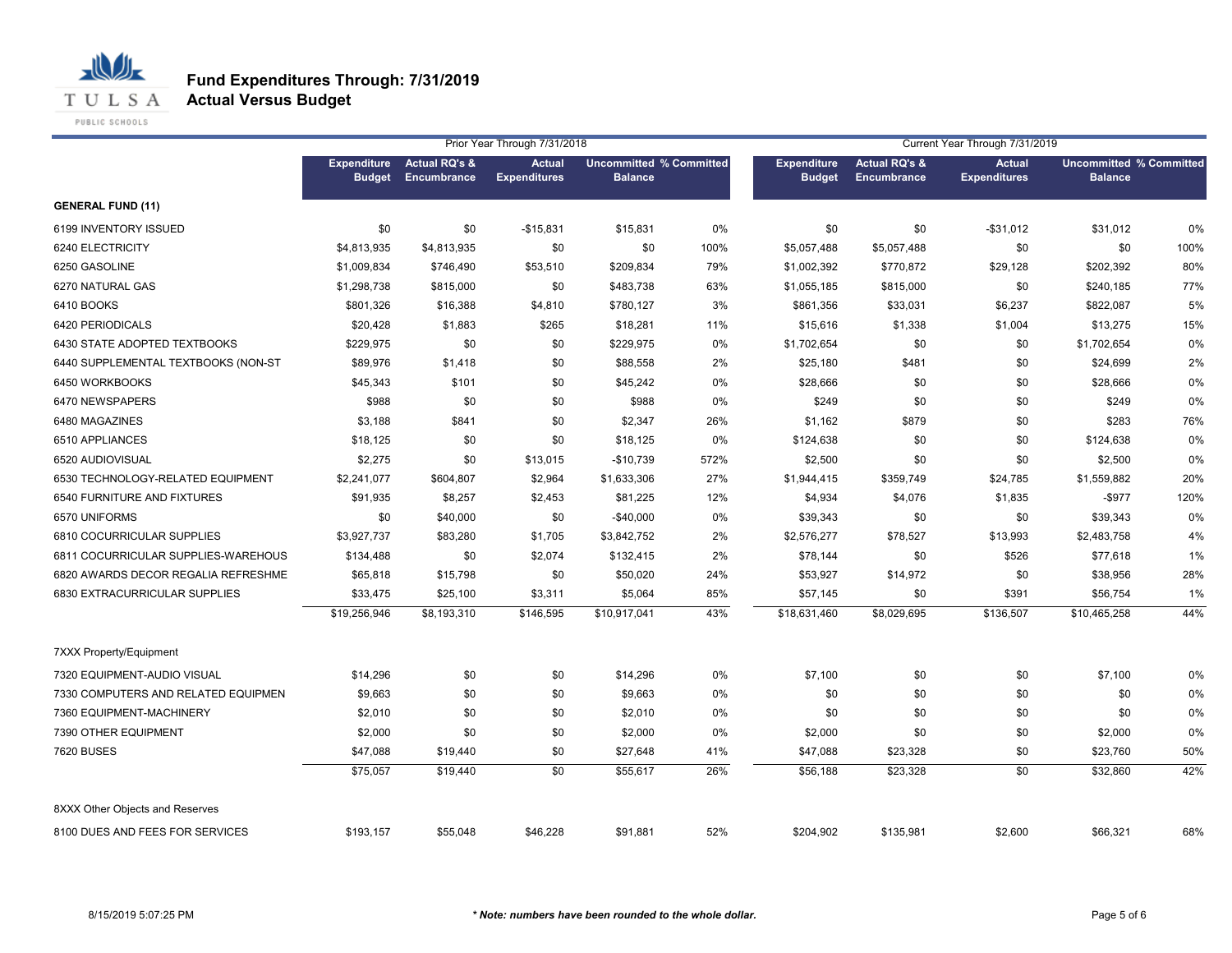# Fund Expenditures Through: 7/31/2019
## Actual Versus Budget

| | Prior Year Through 7/31/2018 | | | | | Current Year Through 7/31/2019 | | | | |
|---|---|---|---|---|---|---|---|---|---|---|
| | Expenditure Budget | Actual RQ's & Encumbrance | Actual Expenditures | Uncommitted Balance | % Committed | Expenditure Budget | Actual RQ's & Encumbrance | Actual Expenditures | Uncommitted Balance | % Committed |
| **GENERAL FUND (11)** | | | | | | | | | | |
| 6199 INVENTORY ISSUED | $0 | $0 | -$15,831 | $15,831 | 0% | $0 | $0 | -$31,012 | $31,012 | 0% |
| 6240 ELECTRICITY | $4,813,935 | $4,813,935 | $0 | $0 | 100% | $5,057,488 | $5,057,488 | $0 | $0 | 100% |
| 6250 GASOLINE | $1,009,834 | $746,490 | $53,510 | $209,834 | 79% | $1,002,392 | $770,872 | $29,128 | $202,392 | 80% |
| 6270 NATURAL GAS | $1,298,738 | $815,000 | $0 | $483,738 | 63% | $1,055,185 | $815,000 | $0 | $240,185 | 77% |
| 6410 BOOKS | $801,326 | $16,388 | $4,810 | $780,127 | 3% | $861,356 | $33,031 | $6,237 | $822,087 | 5% |
| 6420 PERIODICALS | $20,428 | $1,883 | $265 | $18,281 | 11% | $15,616 | $1,338 | $1,004 | $13,275 | 15% |
| 6430 STATE ADOPTED TEXTBOOKS | $229,975 | $0 | $0 | $229,975 | 0% | $1,702,654 | $0 | $0 | $1,702,654 | 0% |
| 6440 SUPPLEMENTAL TEXTBOOKS (NON-ST | $89,976 | $1,418 | $0 | $88,558 | 2% | $25,180 | $481 | $0 | $24,699 | 2% |
| 6450 WORKBOOKS | $45,343 | $101 | $0 | $45,242 | 0% | $28,666 | $0 | $0 | $28,666 | 0% |
| 6470 NEWSPAPERS | $988 | $0 | $0 | $988 | 0% | $249 | $0 | $0 | $249 | 0% |
| 6480 MAGAZINES | $3,188 | $841 | $0 | $2,347 | 26% | $1,162 | $879 | $0 | $283 | 76% |
| 6510 APPLIANCES | $18,125 | $0 | $0 | $18,125 | 0% | $124,638 | $0 | $0 | $124,638 | 0% |
| 6520 AUDIOVISUAL | $2,275 | $0 | $13,015 | -$10,739 | 572% | $2,500 | $0 | $0 | $2,500 | 0% |
| 6530 TECHNOLOGY-RELATED EQUIPMENT | $2,241,077 | $604,807 | $2,964 | $1,633,306 | 27% | $1,944,415 | $359,749 | $24,785 | $1,559,882 | 20% |
| 6540 FURNITURE AND FIXTURES | $91,935 | $8,257 | $2,453 | $81,225 | 12% | $4,934 | $4,076 | $1,835 | -$977 | 120% |
| 6570 UNIFORMS | $0 | $40,000 | $0 | -$40,000 | 0% | $39,343 | $0 | $0 | $39,343 | 0% |
| 6810 COCURRICULAR SUPPLIES | $3,927,737 | $83,280 | $1,705 | $3,842,752 | 2% | $2,576,277 | $78,527 | $13,993 | $2,483,758 | 4% |
| 6811 COCURRICULAR SUPPLIES-WAREHOUS | $134,488 | $0 | $2,074 | $132,415 | 2% | $78,144 | $0 | $526 | $77,618 | 1% |
| 6820 AWARDS DECOR REGALIA REFRESHME | $65,818 | $15,798 | $0 | $50,020 | 24% | $53,927 | $14,972 | $0 | $38,956 | 28% |
| 6830 EXTRACURRICULAR SUPPLIES | $33,475 | $25,100 | $3,311 | $5,064 | 85% | $57,145 | $0 | $391 | $56,754 | 1% |
| | $19,256,946 | $8,193,310 | $146,595 | $10,917,041 | 43% | $18,631,460 | $8,029,695 | $136,507 | $10,465,258 | 44% |
| 7XXX Property/Equipment | | | | | | | | | | |
| 7320 EQUIPMENT-AUDIO VISUAL | $14,296 | $0 | $0 | $14,296 | 0% | $7,100 | $0 | $0 | $7,100 | 0% |
| 7330 COMPUTERS AND RELATED EQUIPMEN | $9,663 | $0 | $0 | $9,663 | 0% | $0 | $0 | $0 | $0 | 0% |
| 7360 EQUIPMENT-MACHINERY | $2,010 | $0 | $0 | $2,010 | 0% | $0 | $0 | $0 | $0 | 0% |
| 7390 OTHER EQUIPMENT | $2,000 | $0 | $0 | $2,000 | 0% | $2,000 | $0 | $0 | $2,000 | 0% |
| 7620 BUSES | $47,088 | $19,440 | $0 | $27,648 | 41% | $47,088 | $23,328 | $0 | $23,760 | 50% |
| | $75,057 | $19,440 | $0 | $55,617 | 26% | $56,188 | $23,328 | $0 | $32,860 | 42% |
| 8XXX Other Objects and Reserves | | | | | | | | | | |
| 8100 DUES AND FEES FOR SERVICES | $193,157 | $55,048 | $46,228 | $91,881 | 52% | $204,902 | $135,981 | $2,600 | $66,321 | 68% |

8/15/2019 5:07:25 PM

***Note: numbers have been rounded to the whole dollar.***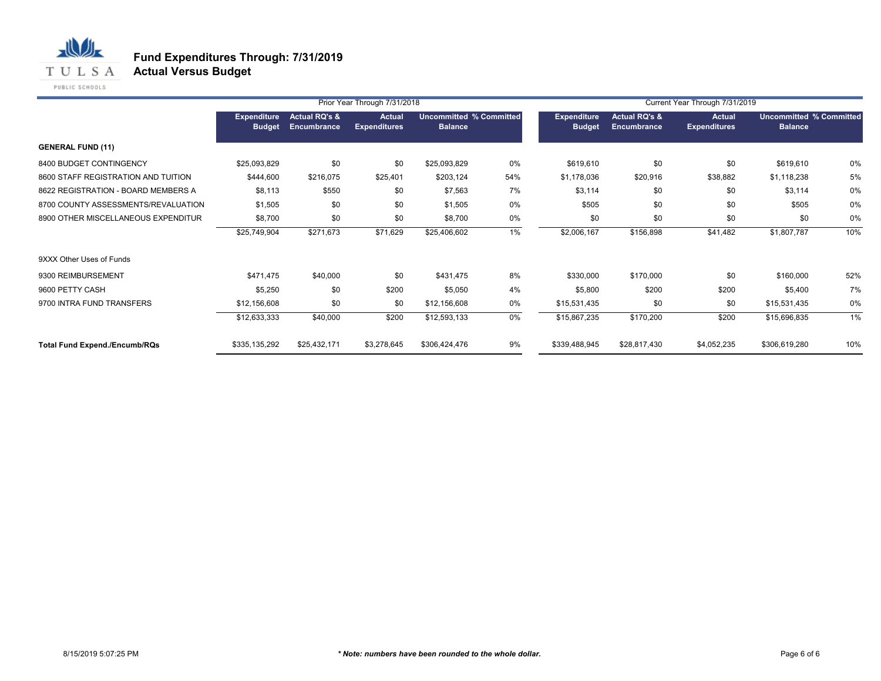# Fund Expenditures Through: 7/31/2019
## Actual Versus Budget

| | Prior Year Through 7/31/2018 | | | | | Current Year Through 7/31/2019 | | | | |
|---|---|---|---|---|---|---|---|---|---|---|
| | Expenditure Budget | Actual RQ's & Encumbrance | Actual Expenditures | Uncommitted Balance | % Committed | Expenditure Budget | Actual RQ's & Encumbrance | Actual Expenditures | Uncommitted Balance | % Committed |
| **GENERAL FUND (11)** | | | | | | | | | | |
| 8400 BUDGET CONTINGENCY | $25,093,829 | $0 | $0 | $25,093,829 | 0% | $619,610 | $0 | $0 | $619,610 | 0% |
| 8600 STAFF REGISTRATION AND TUITION | $444,600 | $216,075 | $25,401 | $203,124 | 54% | $1,178,036 | $20,916 | $38,882 | $1,118,238 | 5% |
| 8622 REGISTRATION - BOARD MEMBERS A | $8,113 | $550 | $0 | $7,563 | 7% | $3,114 | $0 | $0 | $3,114 | 0% |
| 8700 COUNTY ASSESSMENTS/REVALUATION | $1,505 | $0 | $0 | $1,505 | 0% | $505 | $0 | $0 | $505 | 0% |
| 8900 OTHER MISCELLANEOUS EXPENDITUR | $8,700 | $0 | $0 | $8,700 | 0% | $0 | $0 | $0 | $0 | 0% |
| | $25,749,904 | $271,673 | $71,629 | $25,406,602 | 1% | $2,006,167 | $156,898 | $41,482 | $1,807,787 | 10% |
| 9XXX Other Uses of Funds | | | | | | | | | | |
| 9300 REIMBURSEMENT | $471,475 | $40,000 | $0 | $431,475 | 8% | $330,000 | $170,000 | $0 | $160,000 | 52% |
| 9600 PETTY CASH | $5,250 | $0 | $200 | $5,050 | 4% | $5,800 | $200 | $200 | $5,400 | 7% |
| 9700 INTRA FUND TRANSFERS | $12,156,608 | $0 | $0 | $12,156,608 | 0% | $15,531,435 | $0 | $0 | $15,531,435 | 0% |
| | $12,633,333 | $40,000 | $200 | $12,593,133 | 0% | $15,867,235 | $170,200 | $200 | $15,696,835 | 1% |
| **Total Fund Expend./Encumb/RQs** | $335,135,292 | $25,432,171 | $3,278,645 | $306,424,476 | 9% | $339,488,945 | $28,817,430 | $4,052,235 | $306,619,280 | 10% |

8/15/2019 5:07:25 PM

***Note: numbers have been rounded to the whole dollar.***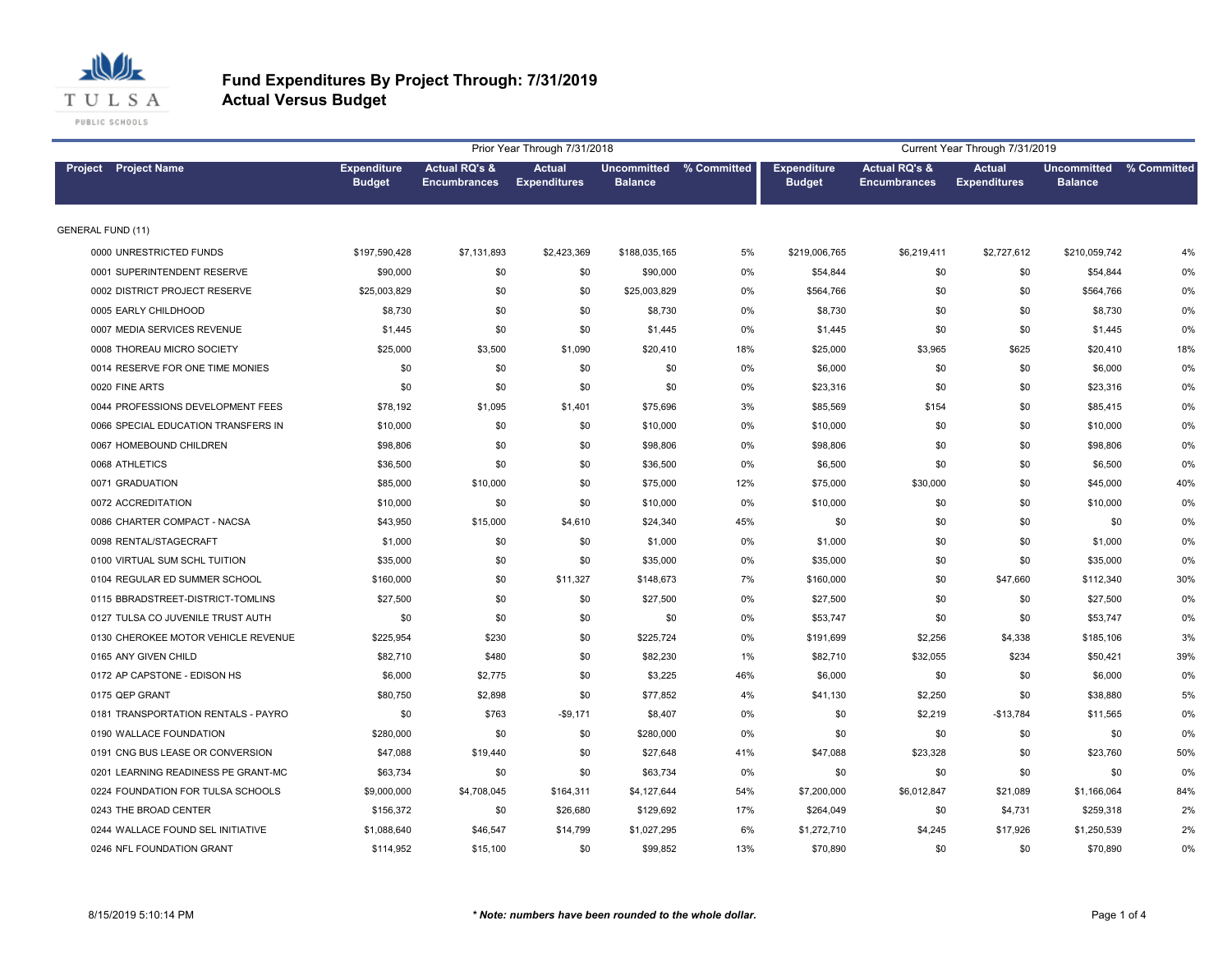# Fund Expenditures By Project Through: 7/31/2019
## Actual Versus Budget

| Project | Project Name | Prior Year Through 7/31/2018 | | | | | Current Year Through 7/31/2019 | | | | |
|---|---|---|---|---|---|---|---|---|---|---|---|
| | | Expenditure Budget | Actual RQ's & Encumbrances | Actual Expenditures | Uncommitted Balance | % Committed | Expenditure Budget | Actual RQ's & Encumbrances | Actual Expenditures | Uncommitted Balance | % Committed |
| GENERAL FUND (11) | | | | | | | | | | | |
| 0000 | UNRESTRICTED FUNDS | $197,590,428 | $7,131,893 | $2,423,369 | $188,035,165 | 5% | $219,006,765 | $6,219,411 | $2,727,612 | $210,059,742 | 4% |
| 0001 | SUPERINTENDENT RESERVE | $90,000 | $0 | $0 | $90,000 | 0% | $54,844 | $0 | $0 | $54,844 | 0% |
| 0002 | DISTRICT PROJECT RESERVE | $25,003,829 | $0 | $0 | $25,003,829 | 0% | $564,766 | $0 | $0 | $564,766 | 0% |
| 0005 | EARLY CHILDHOOD | $8,730 | $0 | $0 | $8,730 | 0% | $8,730 | $0 | $0 | $8,730 | 0% |
| 0007 | MEDIA SERVICES REVENUE | $1,445 | $0 | $0 | $1,445 | 0% | $1,445 | $0 | $0 | $1,445 | 0% |
| 0008 | THOREAU MICRO SOCIETY | $25,000 | $3,500 | $1,090 | $20,410 | 18% | $25,000 | $3,965 | $625 | $20,410 | 18% |
| 0014 | RESERVE FOR ONE TIME MONIES | $0 | $0 | $0 | $0 | 0% | $6,000 | $0 | $0 | $6,000 | 0% |
| 0020 | FINE ARTS | $0 | $0 | $0 | $0 | 0% | $23,316 | $0 | $0 | $23,316 | 0% |
| 0044 | PROFESSIONS DEVELOPMENT FEES | $78,192 | $1,095 | $1,401 | $75,696 | 3% | $85,569 | $154 | $0 | $85,415 | 0% |
| 0066 | SPECIAL EDUCATION TRANSFERS IN | $10,000 | $0 | $0 | $10,000 | 0% | $10,000 | $0 | $0 | $10,000 | 0% |
| 0067 | HOMEBOUND CHILDREN | $98,806 | $0 | $0 | $98,806 | 0% | $98,806 | $0 | $0 | $98,806 | 0% |
| 0068 | ATHLETICS | $36,500 | $0 | $0 | $36,500 | 0% | $6,500 | $0 | $0 | $6,500 | 0% |
| 0071 | GRADUATION | $85,000 | $10,000 | $0 | $75,000 | 12% | $75,000 | $30,000 | $0 | $45,000 | 40% |
| 0072 | ACCREDITATION | $10,000 | $0 | $0 | $10,000 | 0% | $10,000 | $0 | $0 | $10,000 | 0% |
| 0086 | CHARTER COMPACT - NACSA | $43,950 | $15,000 | $4,610 | $24,340 | 45% | $0 | $0 | $0 | $0 | 0% |
| 0098 | RENTAL/STAGECRAFT | $1,000 | $0 | $0 | $1,000 | 0% | $1,000 | $0 | $0 | $1,000 | 0% |
| 0100 | VIRTUAL SUM SCHL TUITION | $35,000 | $0 | $0 | $35,000 | 0% | $35,000 | $0 | $0 | $35,000 | 0% |
| 0104 | REGULAR ED SUMMER SCHOOL | $160,000 | $0 | $11,327 | $148,673 | 7% | $160,000 | $0 | $47,660 | $112,340 | 30% |
| 0115 | BBRADSTREET-DISTRICT-TOMLINS | $27,500 | $0 | $0 | $27,500 | 0% | $27,500 | $0 | $0 | $27,500 | 0% |
| 0127 | TULSA CO JUVENILE TRUST AUTH | $0 | $0 | $0 | $0 | 0% | $53,747 | $0 | $0 | $53,747 | 0% |
| 0130 | CHEROKEE MOTOR VEHICLE REVENUE | $225,954 | $230 | $0 | $225,724 | 0% | $191,699 | $2,256 | $4,338 | $185,106 | 3% |
| 0165 | ANY GIVEN CHILD | $82,710 | $480 | $0 | $82,230 | 1% | $82,710 | $32,055 | $234 | $50,421 | 39% |
| 0172 | AP CAPSTONE - EDISON HS | $6,000 | $2,775 | $0 | $3,225 | 46% | $6,000 | $0 | $0 | $6,000 | 0% |
| 0175 | QEP GRANT | $80,750 | $2,898 | $0 | $77,852 | 4% | $41,130 | $2,250 | $0 | $38,880 | 5% |
| 0181 | TRANSPORTATION RENTALS - PAYRO | $0 | $763 | -$9,171 | $8,407 | 0% | $0 | $2,219 | -$13,784 | $11,565 | 0% |
| 0190 | WALLACE FOUNDATION | $280,000 | $0 | $0 | $280,000 | 0% | $0 | $0 | $0 | $0 | 0% |
| 0191 | CNG BUS LEASE OR CONVERSION | $47,088 | $19,440 | $0 | $27,648 | 41% | $47,088 | $23,328 | $0 | $23,760 | 50% |
| 0201 | LEARNING READINESS PE GRANT-MC | $63,734 | $0 | $0 | $63,734 | 0% | $0 | $0 | $0 | $0 | 0% |
| 0224 | FOUNDATION FOR TULSA SCHOOLS | $9,000,000 | $4,708,045 | $164,311 | $4,127,644 | 54% | $7,200,000 | $6,012,847 | $21,089 | $1,166,064 | 84% |
| 0243 | THE BROAD CENTER | $156,372 | $0 | $26,680 | $129,692 | 17% | $264,049 | $0 | $4,731 | $259,318 | 2% |
| 0244 | WALLACE FOUND SEL INITIATIVE | $1,088,640 | $46,547 | $14,799 | $1,027,295 | 6% | $1,272,710 | $4,245 | $17,926 | $1,250,539 | 2% |
| 0246 | NFL FOUNDATION GRANT | $114,952 | $15,100 | $0 | $99,852 | 13% | $70,890 | $0 | $0 | $70,890 | 0% |

8/15/2019 5:10:14 PM

*** Note: numbers have been rounded to the whole dollar.**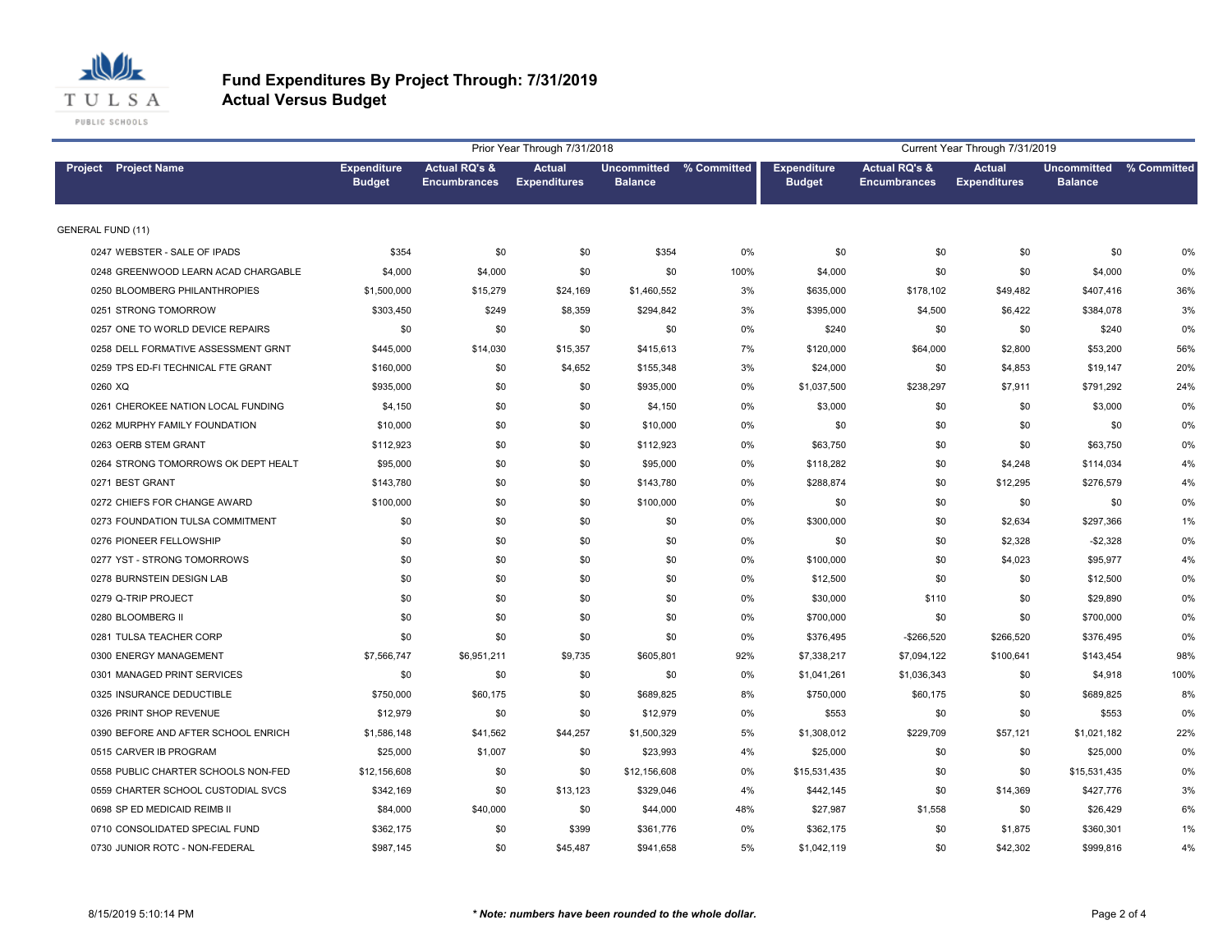# Fund Expenditures By Project Through: 7/31/2019

## Actual Versus Budget

| Project | Project Name | Prior Year Through 7/31/2018 | | | | | Current Year Through 7/31/2019 | | | | |
|---|---|---|---|---|---|---|---|---|---|---|---|
| | | Expenditure Budget | Actual RQ's & Encumbrances | Actual Expenditures | Uncommitted Balance | % Committed | Expenditure Budget | Actual RQ's & Encumbrances | Actual Expenditures | Uncommitted Balance | % Committed |
| GENERAL FUND (11) | | | | | | | | | | | |
| 0247 | WEBSTER - SALE OF IPADS | $354 | $0 | $0 | $354 | 0% | $0 | $0 | $0 | $0 | 0% |
| 0248 | GREENWOOD LEARN ACAD CHARGABLE | $4,000 | $4,000 | $0 | $0 | 100% | $4,000 | $0 | $0 | $4,000 | 0% |
| 0250 | BLOOMBERG PHILANTHROPIES | $1,500,000 | $15,279 | $24,169 | $1,460,552 | 3% | $635,000 | $178,102 | $49,482 | $407,416 | 36% |
| 0251 | STRONG TOMORROW | $303,450 | $249 | $8,359 | $294,842 | 3% | $395,000 | $4,500 | $6,422 | $384,078 | 3% |
| 0257 | ONE TO WORLD DEVICE REPAIRS | $0 | $0 | $0 | $0 | 0% | $240 | $0 | $0 | $240 | 0% |
| 0258 | DELL FORMATIVE ASSESSMENT GRNT | $445,000 | $14,030 | $15,357 | $415,613 | 7% | $120,000 | $64,000 | $2,800 | $53,200 | 56% |
| 0259 | TPS ED-FI TECHNICAL FTE GRANT | $160,000 | $0 | $4,652 | $155,348 | 3% | $24,000 | $0 | $4,853 | $19,147 | 20% |
| 0260 | XQ | $935,000 | $0 | $0 | $935,000 | 0% | $1,037,500 | $238,297 | $7,911 | $791,292 | 24% |
| 0261 | CHEROKEE NATION LOCAL FUNDING | $4,150 | $0 | $0 | $4,150 | 0% | $3,000 | $0 | $0 | $3,000 | 0% |
| 0262 | MURPHY FAMILY FOUNDATION | $10,000 | $0 | $0 | $10,000 | 0% | $0 | $0 | $0 | $0 | 0% |
| 0263 | OERB STEM GRANT | $112,923 | $0 | $0 | $112,923 | 0% | $63,750 | $0 | $0 | $63,750 | 0% |
| 0264 | STRONG TOMORROWS OK DEPT HEALT | $95,000 | $0 | $0 | $95,000 | 0% | $118,282 | $0 | $4,248 | $114,034 | 4% |
| 0271 | BEST GRANT | $143,780 | $0 | $0 | $143,780 | 0% | $288,874 | $0 | $12,295 | $276,579 | 4% |
| 0272 | CHIEFS FOR CHANGE AWARD | $100,000 | $0 | $0 | $100,000 | 0% | $0 | $0 | $0 | $0 | 0% |
| 0273 | FOUNDATION TULSA COMMITMENT | $0 | $0 | $0 | $0 | 0% | $300,000 | $0 | $2,634 | $297,366 | 1% |
| 0276 | PIONEER FELLOWSHIP | $0 | $0 | $0 | $0 | 0% | $0 | $0 | $2,328 | -$2,328 | 0% |
| 0277 | YST - STRONG TOMORROWS | $0 | $0 | $0 | $0 | 0% | $100,000 | $0 | $4,023 | $95,977 | 4% |
| 0278 | BURNSTEIN DESIGN LAB | $0 | $0 | $0 | $0 | 0% | $12,500 | $0 | $0 | $12,500 | 0% |
| 0279 | Q-TRIP PROJECT | $0 | $0 | $0 | $0 | 0% | $30,000 | $110 | $0 | $29,890 | 0% |
| 0280 | BLOOMBERG II | $0 | $0 | $0 | $0 | 0% | $700,000 | $0 | $0 | $700,000 | 0% |
| 0281 | TULSA TEACHER CORP | $0 | $0 | $0 | $0 | 0% | $376,495 | -$266,520 | $266,520 | $376,495 | 0% |
| 0300 | ENERGY MANAGEMENT | $7,566,747 | $6,951,211 | $9,735 | $605,801 | 92% | $7,338,217 | $7,094,122 | $100,641 | $143,454 | 98% |
| 0301 | MANAGED PRINT SERVICES | $0 | $0 | $0 | $0 | 0% | $1,041,261 | $1,036,343 | $0 | $4,918 | 100% |
| 0325 | INSURANCE DEDUCTIBLE | $750,000 | $60,175 | $0 | $689,825 | 8% | $750,000 | $60,175 | $0 | $689,825 | 8% |
| 0326 | PRINT SHOP REVENUE | $12,979 | $0 | $0 | $12,979 | 0% | $553 | $0 | $0 | $553 | 0% |
| 0390 | BEFORE AND AFTER SCHOOL ENRICH | $1,586,148 | $41,562 | $44,257 | $1,500,329 | 5% | $1,308,012 | $229,709 | $57,121 | $1,021,182 | 22% |
| 0515 | CARVER IB PROGRAM | $25,000 | $1,007 | $0 | $23,993 | 4% | $25,000 | $0 | $0 | $25,000 | 0% |
| 0558 | PUBLIC CHARTER SCHOOLS NON-FED | $12,156,608 | $0 | $0 | $12,156,608 | 0% | $15,531,435 | $0 | $0 | $15,531,435 | 0% |
| 0559 | CHARTER SCHOOL CUSTODIAL SVCS | $342,169 | $0 | $13,123 | $329,046 | 4% | $442,145 | $0 | $14,369 | $427,776 | 3% |
| 0698 | SP ED MEDICAID REIMB II | $84,000 | $40,000 | $0 | $44,000 | 48% | $27,987 | $1,558 | $0 | $26,429 | 6% |
| 0710 | CONSOLIDATED SPECIAL FUND | $362,175 | $0 | $399 | $361,776 | 0% | $362,175 | $0 | $1,875 | $360,301 | 1% |
| 0730 | JUNIOR ROTC - NON-FEDERAL | $987,145 | $0 | $45,487 | $941,658 | 5% | $1,042,119 | $0 | $42,302 | $999,816 | 4% |

8/15/2019 5:10:14 PM

*** Note: numbers have been rounded to the whole dollar.***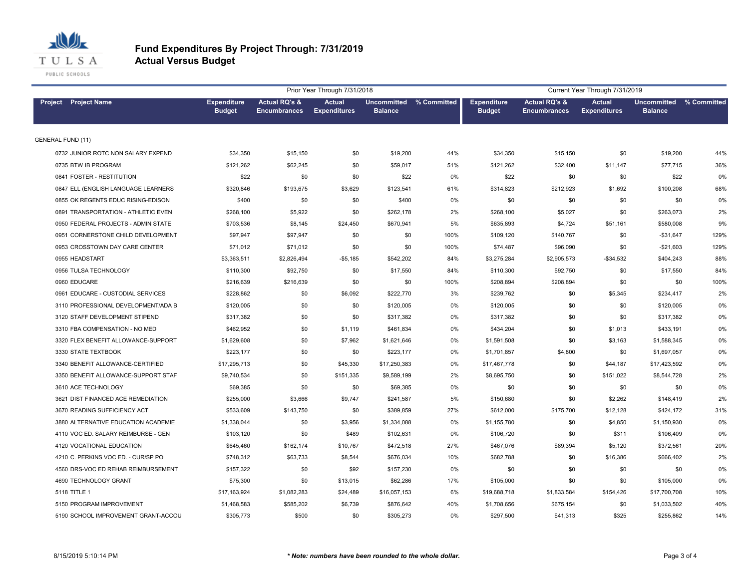# Fund Expenditures By Project Through: 7/31/2019
## Actual Versus Budget

| Project | Project Name | Prior Year Through 7/31/2018 | | | | | Current Year Through 7/31/2019 | | | | |
|---|---|---|---|---|---|---|---|---|---|---|---|
| | | Expenditure Budget | Actual RQ's & Encumbrances | Actual Expenditures | Uncommitted Balance | % Committed | Expenditure Budget | Actual RQ's & Encumbrances | Actual Expenditures | Uncommitted Balance | % Committed |
| GENERAL FUND (11) | | | | | | | | | | | |
| 0732 | JUNIOR ROTC NON SALARY EXPEND | $34,350 | $15,150 | $0 | $19,200 | 44% | $34,350 | $15,150 | $0 | $19,200 | 44% |
| 0735 | BTW IB PROGRAM | $121,262 | $62,245 | $0 | $59,017 | 51% | $121,262 | $32,400 | $11,147 | $77,715 | 36% |
| 0841 | FOSTER - RESTITUTION | $22 | $0 | $0 | $22 | 0% | $22 | $0 | $0 | $22 | 0% |
| 0847 | ELL (ENGLISH LANGUAGE LEARNERS | $320,846 | $193,675 | $3,629 | $123,541 | 61% | $314,823 | $212,923 | $1,692 | $100,208 | 68% |
| 0855 | OK REGENTS EDUC RISING-EDISON | $400 | $0 | $0 | $400 | 0% | $0 | $0 | $0 | $0 | 0% |
| 0891 | TRANSPORTATION - ATHLETIC EVEN | $268,100 | $5,922 | $0 | $262,178 | 2% | $268,100 | $5,027 | $0 | $263,073 | 2% |
| 0950 | FEDERAL PROJECTS - ADMIN STATE | $703,536 | $8,145 | $24,450 | $670,941 | 5% | $635,893 | $4,724 | $51,161 | $580,008 | 9% |
| 0951 | CORNERSTONE CHILD DEVELOPMENT | $97,947 | $97,947 | $0 | $0 | 100% | $109,120 | $140,767 | $0 | -$31,647 | 129% |
| 0953 | CROSSTOWN DAY CARE CENTER | $71,012 | $71,012 | $0 | $0 | 100% | $74,487 | $96,090 | $0 | -$21,603 | 129% |
| 0955 | HEADSTART | $3,363,511 | $2,826,494 | -$5,185 | $542,202 | 84% | $3,275,284 | $2,905,573 | -$34,532 | $404,243 | 88% |
| 0956 | TULSA TECHNOLOGY | $110,300 | $92,750 | $0 | $17,550 | 84% | $110,300 | $92,750 | $0 | $17,550 | 84% |
| 0960 | EDUCARE | $216,639 | $216,639 | $0 | $0 | 100% | $208,894 | $208,894 | $0 | $0 | 100% |
| 0961 | EDUCARE - CUSTODIAL SERVICES | $228,862 | $0 | $6,092 | $222,770 | 3% | $239,762 | $0 | $5,345 | $234,417 | 2% |
| 3110 | PROFESSIONAL DEVELOPMENT/ADA B | $120,005 | $0 | $0 | $120,005 | 0% | $120,005 | $0 | $0 | $120,005 | 0% |
| 3120 | STAFF DEVELOPMENT STIPEND | $317,382 | $0 | $0 | $317,382 | 0% | $317,382 | $0 | $0 | $317,382 | 0% |
| 3310 | FBA COMPENSATION - NO MED | $462,952 | $0 | $1,119 | $461,834 | 0% | $434,204 | $0 | $1,013 | $433,191 | 0% |
| 3320 | FLEX BENEFIT ALLOWANCE-SUPPORT | $1,629,608 | $0 | $7,962 | $1,621,646 | 0% | $1,591,508 | $0 | $3,163 | $1,588,345 | 0% |
| 3330 | STATE TEXTBOOK | $223,177 | $0 | $0 | $223,177 | 0% | $1,701,857 | $4,800 | $0 | $1,697,057 | 0% |
| 3340 | BENEFIT ALLOWANCE-CERTIFIED | $17,295,713 | $0 | $45,330 | $17,250,383 | 0% | $17,467,778 | $0 | $44,187 | $17,423,592 | 0% |
| 3350 | BENEFIT ALLOWANCE-SUPPORT STAF | $9,740,534 | $0 | $151,335 | $9,589,199 | 2% | $8,695,750 | $0 | $151,022 | $8,544,728 | 2% |
| 3610 | ACE TECHNOLOGY | $69,385 | $0 | $0 | $69,385 | 0% | $0 | $0 | $0 | $0 | 0% |
| 3621 | DIST FINANCED ACE REMEDIATION | $255,000 | $3,666 | $9,747 | $241,587 | 5% | $150,680 | $0 | $2,262 | $148,419 | 2% |
| 3670 | READING SUFFICIENCY ACT | $533,609 | $143,750 | $0 | $389,859 | 27% | $612,000 | $175,700 | $12,128 | $424,172 | 31% |
| 3880 | ALTERNATIVE EDUCATION ACADEMIE | $1,338,044 | $0 | $3,956 | $1,334,088 | 0% | $1,155,780 | $0 | $4,850 | $1,150,930 | 0% |
| 4110 | VOC ED. SALARY REIMBURSE - GEN | $103,120 | $0 | $489 | $102,631 | 0% | $106,720 | $0 | $311 | $106,409 | 0% |
| 4120 | VOCATIONAL EDUCATION | $645,460 | $162,174 | $10,767 | $472,518 | 27% | $467,076 | $89,394 | $5,120 | $372,561 | 20% |
| 4210 | C. PERKINS VOC ED. - CUR/SP PO | $748,312 | $63,733 | $8,544 | $676,034 | 10% | $682,788 | $0 | $16,386 | $666,402 | 2% |
| 4560 | DRS-VOC ED REHAB REIMBURSEMENT | $157,322 | $0 | $92 | $157,230 | 0% | $0 | $0 | $0 | $0 | 0% |
| 4690 | TECHNOLOGY GRANT | $75,300 | $0 | $13,015 | $62,286 | 17% | $105,000 | $0 | $0 | $105,000 | 0% |
| 5118 | TITLE 1 | $17,163,924 | $1,082,283 | $24,489 | $16,057,153 | 6% | $19,688,718 | $1,833,584 | $154,426 | $17,700,708 | 10% |
| 5150 | PROGRAM IMPROVEMENT | $1,468,583 | $585,202 | $6,739 | $876,642 | 40% | $1,708,656 | $675,154 | $0 | $1,033,502 | 40% |
| 5190 | SCHOOL IMPROVEMENT GRANT-ACCOU | $305,773 | $500 | $0 | $305,273 | 0% | $297,500 | $41,313 | $325 | $255,862 | 14% |

8/15/2019 5:10:14 PM

*** Note: numbers have been rounded to the whole dollar.***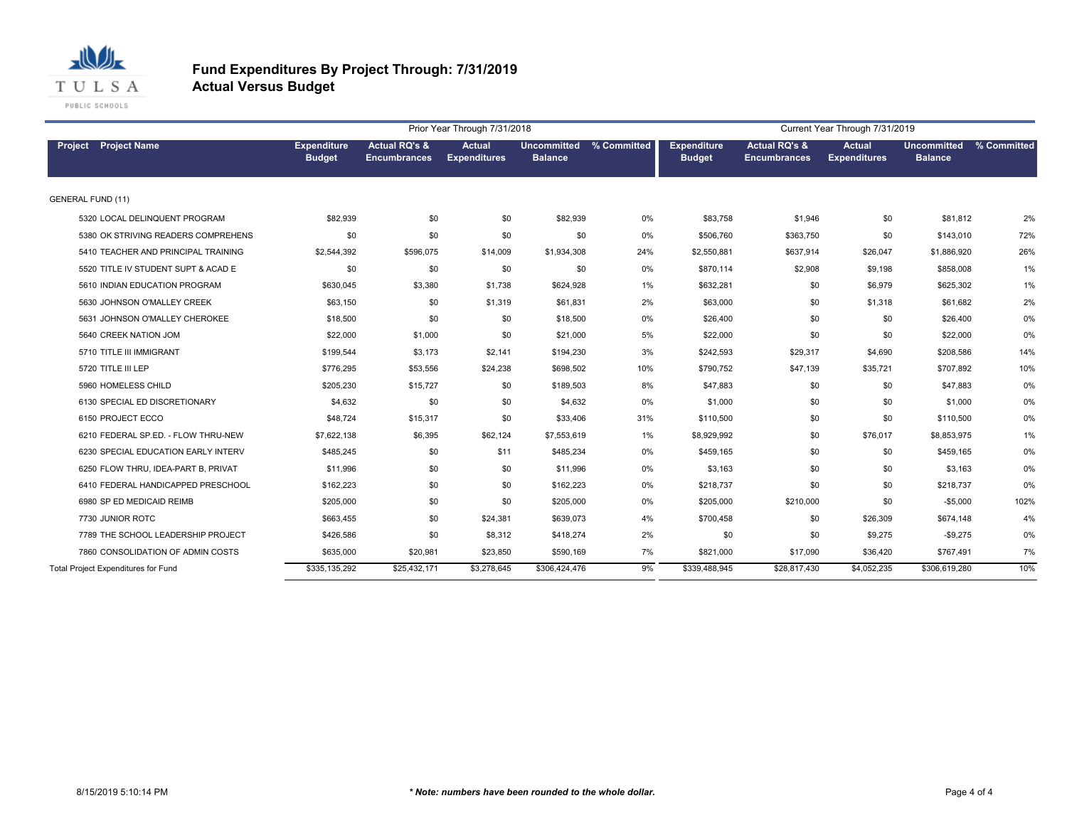TULSA PUBLIC SCHOOLS

# Fund Expenditures By Project Through: 7/31/2019
## Actual Versus Budget

| | Prior Year Through 7/31/2018 | | | | | Current Year Through 7/31/2019 | | | | |
|---|---|---|---|---|---|---|---|---|---|---|
| Project Project Name | Expenditure Budget | Actual RQ's & Encumbrances | Actual Expenditures | Uncommitted Balance | % Committed | Expenditure Budget | Actual RQ's & Encumbrances | Actual Expenditures | Uncommitted Balance | % Committed |
| GENERAL FUND (11) | | | | | | | | | | |
| 5320 LOCAL DELINQUENT PROGRAM | $82,939 | $0 | $0 | $82,939 | 0% | $83,758 | $1,946 | $0 | $81,812 | 2% |
| 5380 OK STRIVING READERS COMPREHENS | $0 | $0 | $0 | $0 | 0% | $506,760 | $363,750 | $0 | $143,010 | 72% |
| 5410 TEACHER AND PRINCIPAL TRAINING | $2,544,392 | $596,075 | $14,009 | $1,934,308 | 24% | $2,550,881 | $637,914 | $26,047 | $1,886,920 | 26% |
| 5520 TITLE IV STUDENT SUPT & ACAD E | $0 | $0 | $0 | $0 | 0% | $870,114 | $2,908 | $9,198 | $858,008 | 1% |
| 5610 INDIAN EDUCATION PROGRAM | $630,045 | $3,380 | $1,738 | $624,928 | 1% | $632,281 | $0 | $6,979 | $625,302 | 1% |
| 5630 JOHNSON O'MALLEY CREEK | $63,150 | $0 | $1,319 | $61,831 | 2% | $63,000 | $0 | $1,318 | $61,682 | 2% |
| 5631 JOHNSON O'MALLEY CHEROKEE | $18,500 | $0 | $0 | $18,500 | 0% | $26,400 | $0 | $0 | $26,400 | 0% |
| 5640 CREEK NATION JOM | $22,000 | $1,000 | $0 | $21,000 | 5% | $22,000 | $0 | $0 | $22,000 | 0% |
| 5710 TITLE III IMMIGRANT | $199,544 | $3,173 | $2,141 | $194,230 | 3% | $242,593 | $29,317 | $4,690 | $208,586 | 14% |
| 5720 TITLE III LEP | $776,295 | $53,556 | $24,238 | $698,502 | 10% | $790,752 | $47,139 | $35,721 | $707,892 | 10% |
| 5960 HOMELESS CHILD | $205,230 | $15,727 | $0 | $189,503 | 8% | $47,883 | $0 | $0 | $47,883 | 0% |
| 6130 SPECIAL ED DISCRETIONARY | $4,632 | $0 | $0 | $4,632 | 0% | $1,000 | $0 | $0 | $1,000 | 0% |
| 6150 PROJECT ECCO | $48,724 | $15,317 | $0 | $33,406 | 31% | $110,500 | $0 | $0 | $110,500 | 0% |
| 6210 FEDERAL SP.ED. - FLOW THRU-NEW | $7,622,138 | $6,395 | $62,124 | $7,553,619 | 1% | $8,929,992 | $0 | $76,017 | $8,853,975 | 1% |
| 6230 SPECIAL EDUCATION EARLY INTERV | $485,245 | $0 | $11 | $485,234 | 0% | $459,165 | $0 | $0 | $459,165 | 0% |
| 6250 FLOW THRU, IDEA-PART B, PRIVAT | $11,996 | $0 | $0 | $11,996 | 0% | $3,163 | $0 | $0 | $3,163 | 0% |
| 6410 FEDERAL HANDICAPPED PRESCHOOL | $162,223 | $0 | $0 | $162,223 | 0% | $218,737 | $0 | $0 | $218,737 | 0% |
| 6980 SP ED MEDICAID REIMB | $205,000 | $0 | $0 | $205,000 | 0% | $205,000 | $210,000 | $0 | -$5,000 | 102% |
| 7730 JUNIOR ROTC | $663,455 | $0 | $24,381 | $639,073 | 4% | $700,458 | $0 | $26,309 | $674,148 | 4% |
| 7789 THE SCHOOL LEADERSHIP PROJECT | $426,586 | $0 | $8,312 | $418,274 | 2% | $0 | $0 | $9,275 | -$9,275 | 0% |
| 7860 CONSOLIDATION OF ADMIN COSTS | $635,000 | $20,981 | $23,850 | $590,169 | 7% | $821,000 | $17,090 | $36,420 | $767,491 | 7% |
| Total Project Expenditures for Fund | $335,135,292 | $25,432,171 | $3,278,645 | $306,424,476 | 9% | $339,488,945 | $28,817,430 | $4,052,235 | $306,619,280 | 10% |

8/15/2019 5:10:14 PM

*** Note: numbers have been rounded to the whole dollar.***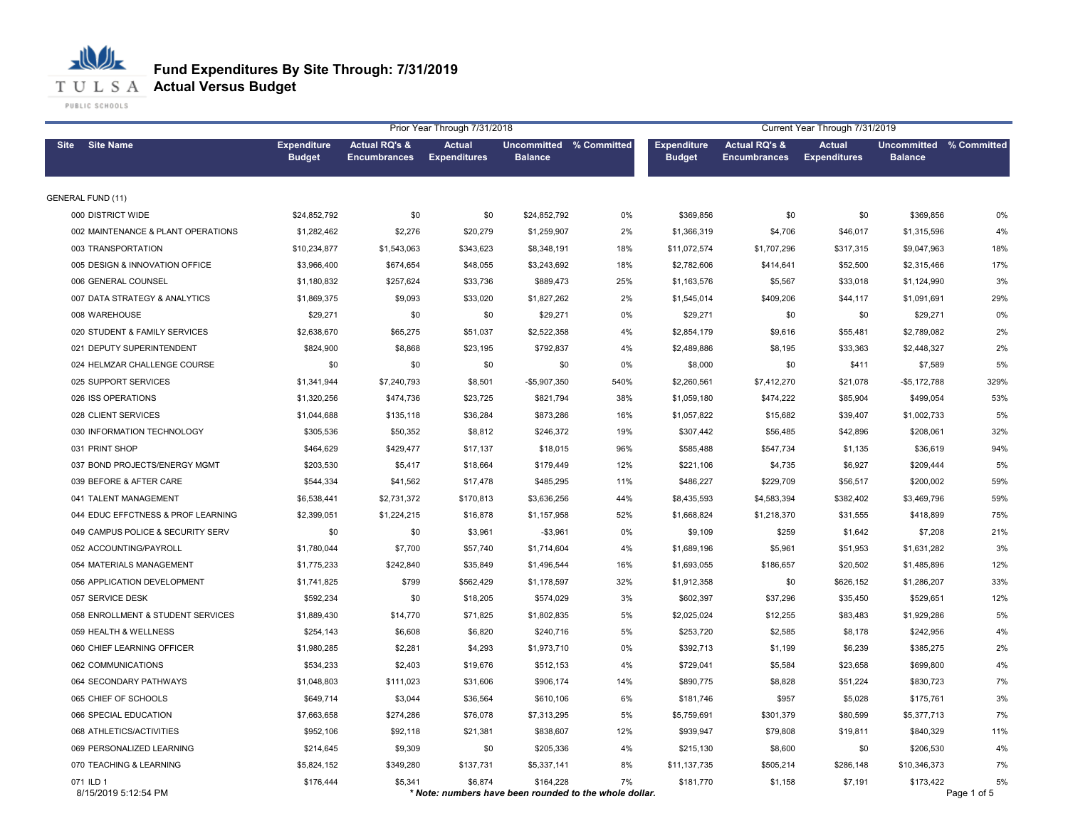# Fund Expenditures By Site Through: 7/31/2019
## Actual Versus Budget

| Site | Site Name | Prior Year Through 7/31/2018 | | | | | Current Year Through 7/31/2019 | | | | |
|---|---|---|---|---|---|---|---|---|---|---|---|
| | | Expenditure Budget | Actual RQ's & Encumbrances | Actual Expenditures | Uncommitted Balance | % Committed | Expenditure Budget | Actual RQ's & Encumbrances | Actual Expenditures | Uncommitted Balance | % Committed |
| GENERAL FUND (11) | | | | | | | | | | | |
| 000 | DISTRICT WIDE | $24,852,792 | $0 | $0 | $24,852,792 | 0% | $369,856 | $0 | $0 | $369,856 | 0% |
| 002 | MAINTENANCE & PLANT OPERATIONS | $1,282,462 | $2,276 | $20,279 | $1,259,907 | 2% | $1,366,319 | $4,706 | $46,017 | $1,315,596 | 4% |
| 003 | TRANSPORTATION | $10,234,877 | $1,543,063 | $343,623 | $8,348,191 | 18% | $11,072,574 | $1,707,296 | $317,315 | $9,047,963 | 18% |
| 005 | DESIGN & INNOVATION OFFICE | $3,966,400 | $674,654 | $48,055 | $3,243,692 | 18% | $2,782,606 | $414,641 | $52,500 | $2,315,466 | 17% |
| 006 | GENERAL COUNSEL | $1,180,832 | $257,624 | $33,736 | $889,473 | 25% | $1,163,576 | $5,567 | $33,018 | $1,124,990 | 3% |
| 007 | DATA STRATEGY & ANALYTICS | $1,869,375 | $9,093 | $33,020 | $1,827,262 | 2% | $1,545,014 | $409,206 | $44,117 | $1,091,691 | 29% |
| 008 | WAREHOUSE | $29,271 | $0 | $0 | $29,271 | 0% | $29,271 | $0 | $0 | $29,271 | 0% |
| 020 | STUDENT & FAMILY SERVICES | $2,638,670 | $65,275 | $51,037 | $2,522,358 | 4% | $2,854,179 | $9,616 | $55,481 | $2,789,082 | 2% |
| 021 | DEPUTY SUPERINTENDENT | $824,900 | $8,868 | $23,195 | $792,837 | 4% | $2,489,886 | $8,195 | $33,363 | $2,448,327 | 2% |
| 024 | HELMZAR CHALLENGE COURSE | $0 | $0 | $0 | $0 | 0% | $8,000 | $0 | $411 | $7,589 | 5% |
| 025 | SUPPORT SERVICES | $1,341,944 | $7,240,793 | $8,501 | -$5,907,350 | 540% | $2,260,561 | $7,412,270 | $21,078 | -$5,172,788 | 329% |
| 026 | ISS OPERATIONS | $1,320,256 | $474,736 | $23,725 | $821,794 | 38% | $1,059,180 | $474,222 | $85,904 | $499,054 | 53% |
| 028 | CLIENT SERVICES | $1,044,688 | $135,118 | $36,284 | $873,286 | 16% | $1,057,822 | $15,682 | $39,407 | $1,002,733 | 5% |
| 030 | INFORMATION TECHNOLOGY | $305,536 | $50,352 | $8,812 | $246,372 | 19% | $307,442 | $56,485 | $42,896 | $208,061 | 32% |
| 031 | PRINT SHOP | $464,629 | $429,477 | $17,137 | $18,015 | 96% | $585,488 | $547,734 | $1,135 | $36,619 | 94% |
| 037 | BOND PROJECTS/ENERGY MGMT | $203,530 | $5,417 | $18,664 | $179,449 | 12% | $221,106 | $4,735 | $6,927 | $209,444 | 5% |
| 039 | BEFORE & AFTER CARE | $544,334 | $41,562 | $17,478 | $485,295 | 11% | $486,227 | $229,709 | $56,517 | $200,002 | 59% |
| 041 | TALENT MANAGEMENT | $6,538,441 | $2,731,372 | $170,813 | $3,636,256 | 44% | $8,435,593 | $4,583,394 | $382,402 | $3,469,796 | 59% |
| 044 | EDUC EFFCTNESS & PROF LEARNING | $2,399,051 | $1,224,215 | $16,878 | $1,157,958 | 52% | $1,668,824 | $1,218,370 | $31,555 | $418,899 | 75% |
| 049 | CAMPUS POLICE & SECURITY SERV | $0 | $0 | $3,961 | -$3,961 | 0% | $9,109 | $259 | $1,642 | $7,208 | 21% |
| 052 | ACCOUNTING/PAYROLL | $1,780,044 | $7,700 | $57,740 | $1,714,604 | 4% | $1,689,196 | $5,961 | $51,953 | $1,631,282 | 3% |
| 054 | MATERIALS MANAGEMENT | $1,775,233 | $242,840 | $35,849 | $1,496,544 | 16% | $1,693,055 | $186,657 | $20,502 | $1,485,896 | 12% |
| 056 | APPLICATION DEVELOPMENT | $1,741,825 | $799 | $562,429 | $1,178,597 | 32% | $1,912,358 | $0 | $626,152 | $1,286,207 | 33% |
| 057 | SERVICE DESK | $592,234 | $0 | $18,205 | $574,029 | 3% | $602,397 | $37,296 | $35,450 | $529,651 | 12% |
| 058 | ENROLLMENT & STUDENT SERVICES | $1,889,430 | $14,770 | $71,825 | $1,802,835 | 5% | $2,025,024 | $12,255 | $83,483 | $1,929,286 | 5% |
| 059 | HEALTH & WELLNESS | $254,143 | $6,608 | $6,820 | $240,716 | 5% | $253,720 | $2,585 | $8,178 | $242,956 | 4% |
| 060 | CHIEF LEARNING OFFICER | $1,980,285 | $2,281 | $4,293 | $1,973,710 | 0% | $392,713 | $1,199 | $6,239 | $385,275 | 2% |
| 062 | COMMUNICATIONS | $534,233 | $2,403 | $19,676 | $512,153 | 4% | $729,041 | $5,584 | $23,658 | $699,800 | 4% |
| 064 | SECONDARY PATHWAYS | $1,048,803 | $111,023 | $31,606 | $906,174 | 14% | $890,775 | $8,828 | $51,224 | $830,723 | 7% |
| 065 | CHIEF OF SCHOOLS | $649,714 | $3,044 | $36,564 | $610,106 | 6% | $181,746 | $957 | $5,028 | $175,761 | 3% |
| 066 | SPECIAL EDUCATION | $7,663,658 | $274,286 | $76,078 | $7,313,295 | 5% | $5,759,691 | $301,379 | $80,599 | $5,377,713 | 7% |
| 068 | ATHLETICS/ACTIVITIES | $952,106 | $92,118 | $21,381 | $838,607 | 12% | $939,947 | $79,808 | $19,811 | $840,329 | 11% |
| 069 | PERSONALIZED LEARNING | $214,645 | $9,309 | $0 | $205,336 | 4% | $215,130 | $8,600 | $0 | $206,530 | 4% |
| 070 | TEACHING & LEARNING | $5,824,152 | $349,280 | $137,731 | $5,337,141 | 8% | $11,137,735 | $505,214 | $286,148 | $10,346,373 | 7% |
| 071 | ILD 1 | $176,444 | $5,341 | $6,874 | $164,228 | 7% | $181,770 | $1,158 | $7,191 | $173,422 | 5% |

8/15/2019 5:12:54 PM

*** Note: numbers have been rounded to the whole dollar.***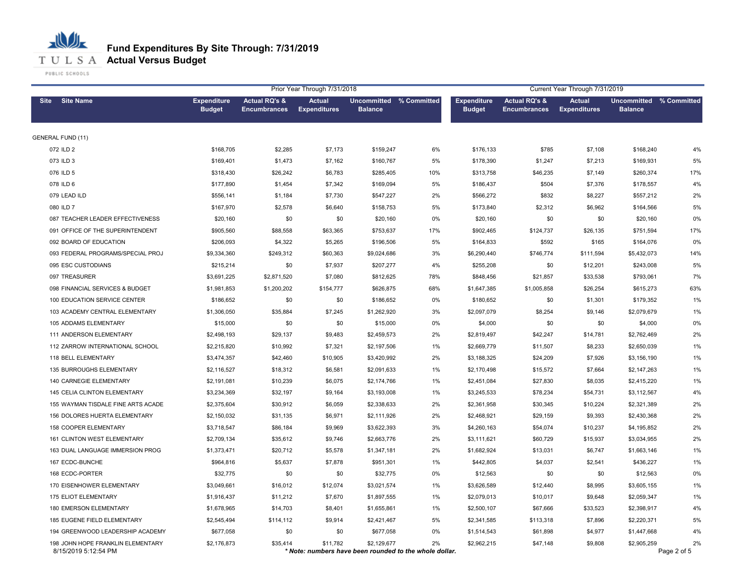# Fund Expenditures By Site Through: 7/31/2019
## Actual Versus Budget

| Site | Site Name | Prior Year Through 7/31/2018 Expenditure Budget | Actual RQ's & Encumbrances | Actual Expenditures | Uncommitted Balance | % Committed | Current Year Through 7/31/2019 Expenditure Budget | Actual RQ's & Encumbrances | Actual Expenditures | Uncommitted Balance | % Committed |
|---|---|---|---|---|---|---|---|---|---|---|---|
| GENERAL FUND (11) | | | | | | | | | | | |
| 072 | ILD 2 | $168,705 | $2,285 | $7,173 | $159,247 | 6% | $176,133 | $785 | $7,108 | $168,240 | 4% |
| 073 | ILD 3 | $169,401 | $1,473 | $7,162 | $160,767 | 5% | $178,390 | $1,247 | $7,213 | $169,931 | 5% |
| 076 | ILD 5 | $318,430 | $26,242 | $6,783 | $285,405 | 10% | $313,758 | $46,235 | $7,149 | $260,374 | 17% |
| 078 | ILD 6 | $177,890 | $1,454 | $7,342 | $169,094 | 5% | $186,437 | $504 | $7,376 | $178,557 | 4% |
| 079 | LEAD ILD | $556,141 | $1,184 | $7,730 | $547,227 | 2% | $566,272 | $832 | $8,227 | $557,212 | 2% |
| 080 | ILD 7 | $167,970 | $2,578 | $6,640 | $158,753 | 5% | $173,840 | $2,312 | $6,962 | $164,566 | 5% |
| 087 | TEACHER LEADER EFFECTIVENESS | $20,160 | $0 | $0 | $20,160 | 0% | $20,160 | $0 | $0 | $20,160 | 0% |
| 091 | OFFICE OF THE SUPERINTENDENT | $905,560 | $88,558 | $63,365 | $753,637 | 17% | $902,465 | $124,737 | $26,135 | $751,594 | 17% |
| 092 | BOARD OF EDUCATION | $206,093 | $4,322 | $5,265 | $196,506 | 5% | $164,833 | $592 | $165 | $164,076 | 0% |
| 093 | FEDERAL PROGRAMS/SPECIAL PROJ | $9,334,360 | $249,312 | $60,363 | $9,024,686 | 3% | $6,290,440 | $746,774 | $111,594 | $5,432,073 | 14% |
| 095 | ESC CUSTODIANS | $215,214 | $0 | $7,937 | $207,277 | 4% | $255,208 | $0 | $12,201 | $243,008 | 5% |
| 097 | TREASURER | $3,691,225 | $2,871,520 | $7,080 | $812,625 | 78% | $848,456 | $21,857 | $33,538 | $793,061 | 7% |
| 098 | FINANCIAL SERVICES & BUDGET | $1,981,853 | $1,200,202 | $154,777 | $626,875 | 68% | $1,647,385 | $1,005,858 | $26,254 | $615,273 | 63% |
| 100 | EDUCATION SERVICE CENTER | $186,652 | $0 | $0 | $186,652 | 0% | $180,652 | $0 | $1,301 | $179,352 | 1% |
| 103 | ACADEMY CENTRAL ELEMENTARY | $1,306,050 | $35,884 | $7,245 | $1,262,920 | 3% | $2,097,079 | $8,254 | $9,146 | $2,079,679 | 1% |
| 105 | ADDAMS ELEMENTARY | $15,000 | $0 | $0 | $15,000 | 0% | $4,000 | $0 | $0 | $4,000 | 0% |
| 111 | ANDERSON ELEMENTARY | $2,498,193 | $29,137 | $9,483 | $2,459,573 | 2% | $2,819,497 | $42,247 | $14,781 | $2,762,469 | 2% |
| 112 | ZARROW INTERNATIONAL SCHOOL | $2,215,820 | $10,992 | $7,321 | $2,197,506 | 1% | $2,669,779 | $11,507 | $8,233 | $2,650,039 | 1% |
| 118 | BELL ELEMENTARY | $3,474,357 | $42,460 | $10,905 | $3,420,992 | 2% | $3,188,325 | $24,209 | $7,926 | $3,156,190 | 1% |
| 135 | BURROUGHS ELEMENTARY | $2,116,527 | $18,312 | $6,581 | $2,091,633 | 1% | $2,170,498 | $15,572 | $7,664 | $2,147,263 | 1% |
| 140 | CARNEGIE ELEMENTARY | $2,191,081 | $10,239 | $6,075 | $2,174,766 | 1% | $2,451,084 | $27,830 | $8,035 | $2,415,220 | 1% |
| 145 | CELIA CLINTON ELEMENTARY | $3,234,369 | $32,197 | $9,164 | $3,193,008 | 1% | $3,245,533 | $78,234 | $54,731 | $3,112,567 | 4% |
| 155 | WAYMAN TISDALE FINE ARTS ACADE | $2,375,604 | $30,912 | $6,059 | $2,338,633 | 2% | $2,361,958 | $30,345 | $10,224 | $2,321,389 | 2% |
| 156 | DOLORES HUERTA ELEMENTARY | $2,150,032 | $31,135 | $6,971 | $2,111,926 | 2% | $2,468,921 | $29,159 | $9,393 | $2,430,368 | 2% |
| 158 | COOPER ELEMENTARY | $3,718,547 | $86,184 | $9,969 | $3,622,393 | 3% | $4,260,163 | $54,074 | $10,237 | $4,195,852 | 2% |
| 161 | CLINTON WEST ELEMENTARY | $2,709,134 | $35,612 | $9,746 | $2,663,776 | 2% | $3,111,621 | $60,729 | $15,937 | $3,034,955 | 2% |
| 163 | DUAL LANGUAGE IMMERSION PROG | $1,373,471 | $20,712 | $5,578 | $1,347,181 | 2% | $1,682,924 | $13,031 | $6,747 | $1,663,146 | 1% |
| 167 | ECDC-BUNCHE | $964,816 | $5,637 | $7,878 | $951,301 | 1% | $442,805 | $4,037 | $2,541 | $436,227 | 1% |
| 168 | ECDC-PORTER | $32,775 | $0 | $0 | $32,775 | 0% | $12,563 | $0 | $0 | $12,563 | 0% |
| 170 | EISENHOWER ELEMENTARY | $3,049,661 | $16,012 | $12,074 | $3,021,574 | 1% | $3,626,589 | $12,440 | $8,995 | $3,605,155 | 1% |
| 175 | ELIOT ELEMENTARY | $1,916,437 | $11,212 | $7,670 | $1,897,555 | 1% | $2,079,013 | $10,017 | $9,648 | $2,059,347 | 1% |
| 180 | EMERSON ELEMENTARY | $1,678,965 | $14,703 | $8,401 | $1,655,861 | 1% | $2,500,107 | $67,666 | $33,523 | $2,398,917 | 4% |
| 185 | EUGENE FIELD ELEMENTARY | $2,545,494 | $114,112 | $9,914 | $2,421,467 | 5% | $2,341,585 | $113,318 | $7,896 | $2,220,371 | 5% |
| 194 | GREENWOOD LEADERSHIP ACADEMY | $677,058 | $0 | $0 | $677,058 | 0% | $1,514,543 | $61,898 | $4,977 | $1,447,668 | 4% |
| 198 | JOHN HOPE FRANKLIN ELEMENTARY | $2,176,873 | $35,414 | $11,782 | $2,129,677 | 2% | $2,962,215 | $47,148 | $9,808 | $2,905,259 | 2% |

8/15/2019 5:12:54 PM

*** Note: numbers have been rounded to the whole dollar.***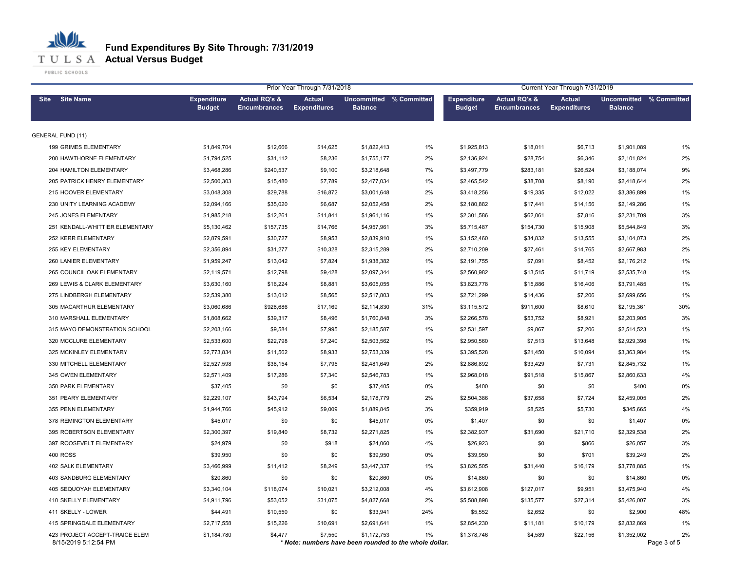# Fund Expenditures By Site Through: 7/31/2019
## Actual Versus Budget

| Site | Site Name | Prior Year Through 7/31/2018 Expenditure Budget | Actual RQ's & Encumbrances | Actual Expenditures | Uncommitted Balance | % Committed | Current Year Through 7/31/2019 Expenditure Budget | Actual RQ's & Encumbrances | Actual Expenditures | Uncommitted Balance | % Committed |
|---|---|---|---|---|---|---|---|---|---|---|---|
| GENERAL FUND (11) | | | | | | | | | | | |
| 199 | GRIMES ELEMENTARY | $1,849,704 | $12,666 | $14,625 | $1,822,413 | 1% | $1,925,813 | $18,011 | $6,713 | $1,901,089 | 1% |
| 200 | HAWTHORNE ELEMENTARY | $1,794,525 | $31,112 | $8,236 | $1,755,177 | 2% | $2,136,924 | $28,754 | $6,346 | $2,101,824 | 2% |
| 204 | HAMILTON ELEMENTARY | $3,468,286 | $240,537 | $9,100 | $3,218,648 | 7% | $3,497,779 | $283,181 | $26,524 | $3,188,074 | 9% |
| 205 | PATRICK HENRY ELEMENTARY | $2,500,303 | $15,480 | $7,789 | $2,477,034 | 1% | $2,465,542 | $38,708 | $8,190 | $2,418,644 | 2% |
| 215 | HOOVER ELEMENTARY | $3,048,308 | $29,788 | $16,872 | $3,001,648 | 2% | $3,418,256 | $19,335 | $12,022 | $3,386,899 | 1% |
| 230 | UNITY LEARNING ACADEMY | $2,094,166 | $35,020 | $6,687 | $2,052,458 | 2% | $2,180,882 | $17,441 | $14,156 | $2,149,286 | 1% |
| 245 | JONES ELEMENTARY | $1,985,218 | $12,261 | $11,841 | $1,961,116 | 1% | $2,301,586 | $62,061 | $7,816 | $2,231,709 | 3% |
| 251 | KENDALL-WHITTIER ELEMENTARY | $5,130,462 | $157,735 | $14,766 | $4,957,961 | 3% | $5,715,487 | $154,730 | $15,908 | $5,544,849 | 3% |
| 252 | KERR ELEMENTARY | $2,879,591 | $30,727 | $8,953 | $2,839,910 | 1% | $3,152,460 | $34,832 | $13,555 | $3,104,073 | 2% |
| 255 | KEY ELEMENTARY | $2,356,894 | $31,277 | $10,328 | $2,315,289 | 2% | $2,710,209 | $27,461 | $14,765 | $2,667,983 | 2% |
| 260 | LANIER ELEMENTARY | $1,959,247 | $13,042 | $7,824 | $1,938,382 | 1% | $2,191,755 | $7,091 | $8,452 | $2,176,212 | 1% |
| 265 | COUNCIL OAK ELEMENTARY | $2,119,571 | $12,798 | $9,428 | $2,097,344 | 1% | $2,560,982 | $13,515 | $11,719 | $2,535,748 | 1% |
| 269 | LEWIS & CLARK ELEMENTARY | $3,630,160 | $16,224 | $8,881 | $3,605,055 | 1% | $3,823,778 | $15,886 | $16,406 | $3,791,485 | 1% |
| 275 | LINDBERGH ELEMENTARY | $2,539,380 | $13,012 | $8,565 | $2,517,803 | 1% | $2,721,299 | $14,436 | $7,206 | $2,699,656 | 1% |
| 305 | MACARTHUR ELEMENTARY | $3,060,686 | $928,686 | $17,169 | $2,114,830 | 31% | $3,115,572 | $911,600 | $8,610 | $2,195,361 | 30% |
| 310 | MARSHALL ELEMENTARY | $1,808,662 | $39,317 | $8,496 | $1,760,848 | 3% | $2,266,578 | $53,752 | $8,921 | $2,203,905 | 3% |
| 315 | MAYO DEMONSTRATION SCHOOL | $2,203,166 | $9,584 | $7,995 | $2,185,587 | 1% | $2,531,597 | $9,867 | $7,206 | $2,514,523 | 1% |
| 320 | MCCLURE ELEMENTARY | $2,533,600 | $22,798 | $7,240 | $2,503,562 | 1% | $2,950,560 | $7,513 | $13,648 | $2,929,398 | 1% |
| 325 | MCKINLEY ELEMENTARY | $2,773,834 | $11,562 | $8,933 | $2,753,339 | 1% | $3,395,528 | $21,450 | $10,094 | $3,363,984 | 1% |
| 330 | MITCHELL ELEMENTARY | $2,527,598 | $38,154 | $7,795 | $2,481,649 | 2% | $2,886,892 | $33,429 | $7,731 | $2,845,732 | 1% |
| 345 | OWEN ELEMENTARY | $2,571,409 | $17,286 | $7,340 | $2,546,783 | 1% | $2,968,018 | $91,518 | $15,867 | $2,860,633 | 4% |
| 350 | PARK ELEMENTARY | $37,405 | $0 | $0 | $37,405 | 0% | $400 | $0 | $0 | $400 | 0% |
| 351 | PEARY ELEMENTARY | $2,229,107 | $43,794 | $6,534 | $2,178,779 | 2% | $2,504,386 | $37,658 | $7,724 | $2,459,005 | 2% |
| 355 | PENN ELEMENTARY | $1,944,766 | $45,912 | $9,009 | $1,889,845 | 3% | $359,919 | $8,525 | $5,730 | $345,665 | 4% |
| 378 | REMINGTON ELEMENTARY | $45,017 | $0 | $0 | $45,017 | 0% | $1,407 | $0 | $0 | $1,407 | 0% |
| 395 | ROBERTSON ELEMENTARY | $2,300,397 | $19,840 | $8,732 | $2,271,825 | 1% | $2,382,937 | $31,690 | $21,710 | $2,329,538 | 2% |
| 397 | ROOSEVELT ELEMENTARY | $24,979 | $0 | $918 | $24,060 | 4% | $26,923 | $0 | $866 | $26,057 | 3% |
| 400 | ROSS | $39,950 | $0 | $0 | $39,950 | 0% | $39,950 | $0 | $701 | $39,249 | 2% |
| 402 | SALK ELEMENTARY | $3,466,999 | $11,412 | $8,249 | $3,447,337 | 1% | $3,826,505 | $31,440 | $16,179 | $3,778,885 | 1% |
| 403 | SANDBURG ELEMENTARY | $20,860 | $0 | $0 | $20,860 | 0% | $14,860 | $0 | $0 | $14,860 | 0% |
| 405 | SEQUOYAH ELEMENTARY | $3,340,104 | $118,074 | $10,021 | $3,212,008 | 4% | $3,612,908 | $127,017 | $9,951 | $3,475,940 | 4% |
| 410 | SKELLY ELEMENTARY | $4,911,796 | $53,052 | $31,075 | $4,827,668 | 2% | $5,588,898 | $135,577 | $27,314 | $5,426,007 | 3% |
| 411 | SKELLY - LOWER | $44,491 | $10,550 | $0 | $33,941 | 24% | $5,552 | $2,652 | $0 | $2,900 | 48% |
| 415 | SPRINGDALE ELEMENTARY | $2,717,558 | $15,226 | $10,691 | $2,691,641 | 1% | $2,854,230 | $11,181 | $10,179 | $2,832,869 | 1% |
| 423 | PROJECT ACCEPT-TRAICE ELEM | $1,184,780 | $4,477 | $7,550 | $1,172,753 | 1% | $1,378,746 | $4,589 | $22,156 | $1,352,002 | 2% |

8/15/2019 5:12:54 PM

*** Note: numbers have been rounded to the whole dollar.**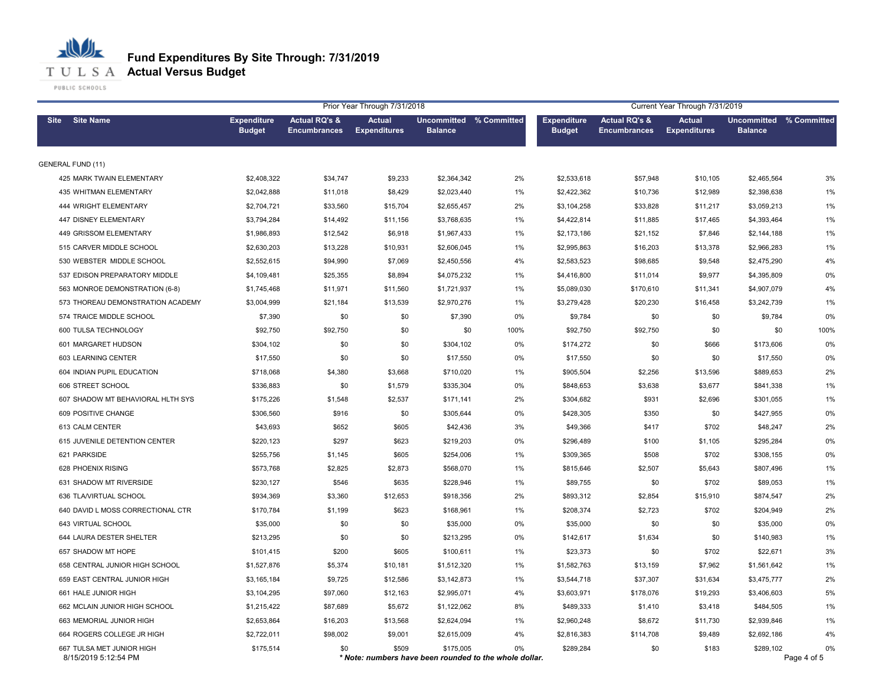# Fund Expenditures By Site Through: 7/31/2019
## Actual Versus Budget

| Site | Site Name | Prior Year Through 7/31/2018 | | | | | Current Year Through 7/31/2019 | | | | |
|---|---|---|---|---|---|---|---|---|---|---|---|
| | | Expenditure Budget | Actual RQ's & Encumbrances | Actual Expenditures | Uncommitted Balance | % Committed | Expenditure Budget | Actual RQ's & Encumbrances | Actual Expenditures | Uncommitted Balance | % Committed |
| GENERAL FUND (11) | | | | | | | | | | | |
| 425 | MARK TWAIN ELEMENTARY | $2,408,322 | $34,747 | $9,233 | $2,364,342 | 2% | $2,533,618 | $57,948 | $10,105 | $2,465,564 | 3% |
| 435 | WHITMAN ELEMENTARY | $2,042,888 | $11,018 | $8,429 | $2,023,440 | 1% | $2,422,362 | $10,736 | $12,989 | $2,398,638 | 1% |
| 444 | WRIGHT ELEMENTARY | $2,704,721 | $33,560 | $15,704 | $2,655,457 | 2% | $3,104,258 | $33,828 | $11,217 | $3,059,213 | 1% |
| 447 | DISNEY ELEMENTARY | $3,794,284 | $14,492 | $11,156 | $3,768,635 | 1% | $4,422,814 | $11,885 | $17,465 | $4,393,464 | 1% |
| 449 | GRISSOM ELEMENTARY | $1,986,893 | $12,542 | $6,918 | $1,967,433 | 1% | $2,173,186 | $21,152 | $7,846 | $2,144,188 | 1% |
| 515 | CARVER MIDDLE SCHOOL | $2,630,203 | $13,228 | $10,931 | $2,606,045 | 1% | $2,995,863 | $16,203 | $13,378 | $2,966,283 | 1% |
| 530 | WEBSTER MIDDLE SCHOOL | $2,552,615 | $94,990 | $7,069 | $2,450,556 | 4% | $2,583,523 | $98,685 | $9,548 | $2,475,290 | 4% |
| 537 | EDISON PREPARATORY MIDDLE | $4,109,481 | $25,355 | $8,894 | $4,075,232 | 1% | $4,416,800 | $11,014 | $9,977 | $4,395,809 | 0% |
| 563 | MONROE DEMONSTRATION (6-8) | $1,745,468 | $11,971 | $11,560 | $1,721,937 | 1% | $5,089,030 | $170,610 | $11,341 | $4,907,079 | 4% |
| 573 | THOREAU DEMONSTRATION ACADEMY | $3,004,999 | $21,184 | $13,539 | $2,970,276 | 1% | $3,279,428 | $20,230 | $16,458 | $3,242,739 | 1% |
| 574 | TRAICE MIDDLE SCHOOL | $7,390 | $0 | $0 | $7,390 | 0% | $9,784 | $0 | $0 | $9,784 | 0% |
| 600 | TULSA TECHNOLOGY | $92,750 | $92,750 | $0 | $0 | 100% | $92,750 | $92,750 | $0 | $0 | 100% |
| 601 | MARGARET HUDSON | $304,102 | $0 | $0 | $304,102 | 0% | $174,272 | $0 | $666 | $173,606 | 0% |
| 603 | LEARNING CENTER | $17,550 | $0 | $0 | $17,550 | 0% | $17,550 | $0 | $0 | $17,550 | 0% |
| 604 | INDIAN PUPIL EDUCATION | $718,068 | $4,380 | $3,668 | $710,020 | 1% | $905,504 | $2,256 | $13,596 | $889,653 | 2% |
| 606 | STREET SCHOOL | $336,883 | $0 | $1,579 | $335,304 | 0% | $848,653 | $3,638 | $3,677 | $841,338 | 1% |
| 607 | SHADOW MT BEHAVIORAL HLTH SYS | $175,226 | $1,548 | $2,537 | $171,141 | 2% | $304,682 | $931 | $2,696 | $301,055 | 1% |
| 609 | POSITIVE CHANGE | $306,560 | $916 | $0 | $305,644 | 0% | $428,305 | $350 | $0 | $427,955 | 0% |
| 613 | CALM CENTER | $43,693 | $652 | $605 | $42,436 | 3% | $49,366 | $417 | $702 | $48,247 | 2% |
| 615 | JUVENILE DETENTION CENTER | $220,123 | $297 | $623 | $219,203 | 0% | $296,489 | $100 | $1,105 | $295,284 | 0% |
| 621 | PARKSIDE | $255,756 | $1,145 | $605 | $254,006 | 1% | $309,365 | $508 | $702 | $308,155 | 0% |
| 628 | PHOENIX RISING | $573,768 | $2,825 | $2,873 | $568,070 | 1% | $815,646 | $2,507 | $5,643 | $807,496 | 1% |
| 631 | SHADOW MT RIVERSIDE | $230,127 | $546 | $635 | $228,946 | 1% | $89,755 | $0 | $702 | $89,053 | 1% |
| 636 | TLA/VIRTUAL SCHOOL | $934,369 | $3,360 | $12,653 | $918,356 | 2% | $893,312 | $2,854 | $15,910 | $874,547 | 2% |
| 640 | DAVID L MOSS CORRECTIONAL CTR | $170,784 | $1,199 | $623 | $168,961 | 1% | $208,374 | $2,723 | $702 | $204,949 | 2% |
| 643 | VIRTUAL SCHOOL | $35,000 | $0 | $0 | $35,000 | 0% | $35,000 | $0 | $0 | $35,000 | 0% |
| 644 | LAURA DESTER SHELTER | $213,295 | $0 | $0 | $213,295 | 0% | $142,617 | $1,634 | $0 | $140,983 | 1% |
| 657 | SHADOW MT HOPE | $101,415 | $200 | $605 | $100,611 | 1% | $23,373 | $0 | $702 | $22,671 | 3% |
| 658 | CENTRAL JUNIOR HIGH SCHOOL | $1,527,876 | $5,374 | $10,181 | $1,512,320 | 1% | $1,582,763 | $13,159 | $7,962 | $1,561,642 | 1% |
| 659 | EAST CENTRAL JUNIOR HIGH | $3,165,184 | $9,725 | $12,586 | $3,142,873 | 1% | $3,544,718 | $37,307 | $31,634 | $3,475,777 | 2% |
| 661 | HALE JUNIOR HIGH | $3,104,295 | $97,060 | $12,163 | $2,995,071 | 4% | $3,603,971 | $178,076 | $19,293 | $3,406,603 | 5% |
| 662 | MCLAIN JUNIOR HIGH SCHOOL | $1,215,422 | $87,689 | $5,672 | $1,122,062 | 8% | $489,333 | $1,410 | $3,418 | $484,505 | 1% |
| 663 | MEMORIAL JUNIOR HIGH | $2,653,864 | $16,203 | $13,568 | $2,624,094 | 1% | $2,960,248 | $8,672 | $11,730 | $2,939,846 | 1% |
| 664 | ROGERS COLLEGE JR HIGH | $2,722,011 | $98,002 | $9,001 | $2,615,009 | 4% | $2,816,383 | $114,708 | $9,489 | $2,692,186 | 4% |
| 667 | TULSA MET JUNIOR HIGH | $175,514 | $0 | $509 | $175,005 | 0% | $289,284 | $0 | $183 | $289,102 | 0% |

8/15/2019 5:12:54 PM

*** Note: numbers have been rounded to the whole dollar.***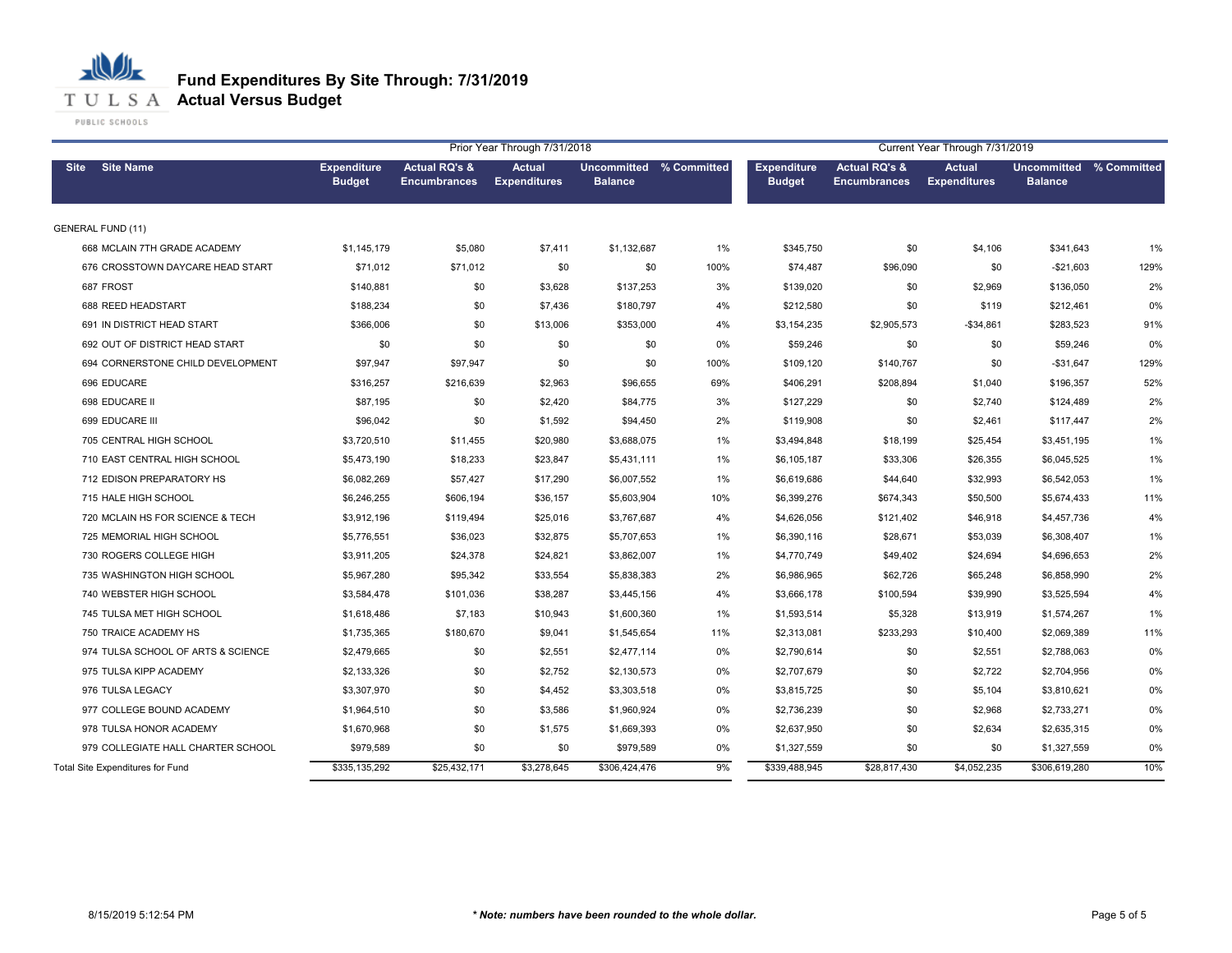# Fund Expenditures By Site Through: 7/31/2019

## Actual Versus Budget

| Site | Site Name | Prior Year Through 7/31/2018 | | | | | Current Year Through 7/31/2019 | | | | |
|---|---|---|---|---|---|---|---|---|---|---|---|
| | | Expenditure Budget | Actual RQ's & Encumbrances | Actual Expenditures | Uncommitted Balance | % Committed | Expenditure Budget | Actual RQ's & Encumbrances | Actual Expenditures | Uncommitted Balance | % Committed |
| GENERAL FUND (11) | | | | | | | | | | | |
| 668 | MCLAIN 7TH GRADE ACADEMY | $1,145,179 | $5,080 | $7,411 | $1,132,687 | 1% | $345,750 | $0 | $4,106 | $341,643 | 1% |
| 676 | CROSSTOWN DAYCARE HEAD START | $71,012 | $71,012 | $0 | $0 | 100% | $74,487 | $96,090 | $0 | -$21,603 | 129% |
| 687 | FROST | $140,881 | $0 | $3,628 | $137,253 | 3% | $139,020 | $0 | $2,969 | $136,050 | 2% |
| 688 | REED HEADSTART | $188,234 | $0 | $7,436 | $180,797 | 4% | $212,580 | $0 | $119 | $212,461 | 0% |
| 691 | IN DISTRICT HEAD START | $366,006 | $0 | $13,006 | $353,000 | 4% | $3,154,235 | $2,905,573 | -$34,861 | $283,523 | 91% |
| 692 | OUT OF DISTRICT HEAD START | $0 | $0 | $0 | $0 | 0% | $59,246 | $0 | $0 | $59,246 | 0% |
| 694 | CORNERSTONE CHILD DEVELOPMENT | $97,947 | $97,947 | $0 | $0 | 100% | $109,120 | $140,767 | $0 | -$31,647 | 129% |
| 696 | EDUCARE | $316,257 | $216,639 | $2,963 | $96,655 | 69% | $406,291 | $208,894 | $1,040 | $196,357 | 52% |
| 698 | EDUCARE II | $87,195 | $0 | $2,420 | $84,775 | 3% | $127,229 | $0 | $2,740 | $124,489 | 2% |
| 699 | EDUCARE III | $96,042 | $0 | $1,592 | $94,450 | 2% | $119,908 | $0 | $2,461 | $117,447 | 2% |
| 705 | CENTRAL HIGH SCHOOL | $3,720,510 | $11,455 | $20,980 | $3,688,075 | 1% | $3,494,848 | $18,199 | $25,454 | $3,451,195 | 1% |
| 710 | EAST CENTRAL HIGH SCHOOL | $5,473,190 | $18,233 | $23,847 | $5,431,111 | 1% | $6,105,187 | $33,306 | $26,355 | $6,045,525 | 1% |
| 712 | EDISON PREPARATORY HS | $6,082,269 | $57,427 | $17,290 | $6,007,552 | 1% | $6,619,686 | $44,640 | $32,993 | $6,542,053 | 1% |
| 715 | HALE HIGH SCHOOL | $6,246,255 | $606,194 | $36,157 | $5,603,904 | 10% | $6,399,276 | $674,343 | $50,500 | $5,674,433 | 11% |
| 720 | MCLAIN HS FOR SCIENCE & TECH | $3,912,196 | $119,494 | $25,016 | $3,767,687 | 4% | $4,626,056 | $121,402 | $46,918 | $4,457,736 | 4% |
| 725 | MEMORIAL HIGH SCHOOL | $5,776,551 | $36,023 | $32,875 | $5,707,653 | 1% | $6,390,116 | $28,671 | $53,039 | $6,308,407 | 1% |
| 730 | ROGERS COLLEGE HIGH | $3,911,205 | $24,378 | $24,821 | $3,862,007 | 1% | $4,770,749 | $49,402 | $24,694 | $4,696,653 | 2% |
| 735 | WASHINGTON HIGH SCHOOL | $5,967,280 | $95,342 | $33,554 | $5,838,383 | 2% | $6,986,965 | $62,726 | $65,248 | $6,858,990 | 2% |
| 740 | WEBSTER HIGH SCHOOL | $3,584,478 | $101,036 | $38,287 | $3,445,156 | 4% | $3,666,178 | $100,594 | $39,990 | $3,525,594 | 4% |
| 745 | TULSA MET HIGH SCHOOL | $1,618,486 | $7,183 | $10,943 | $1,600,360 | 1% | $1,593,514 | $5,328 | $13,919 | $1,574,267 | 1% |
| 750 | TRAICE ACADEMY HS | $1,735,365 | $180,670 | $9,041 | $1,545,654 | 11% | $2,313,081 | $233,293 | $10,400 | $2,069,389 | 11% |
| 974 | TULSA SCHOOL OF ARTS & SCIENCE | $2,479,665 | $0 | $2,551 | $2,477,114 | 0% | $2,790,614 | $0 | $2,551 | $2,788,063 | 0% |
| 975 | TULSA KIPP ACADEMY | $2,133,326 | $0 | $2,752 | $2,130,573 | 0% | $2,707,679 | $0 | $2,722 | $2,704,956 | 0% |
| 976 | TULSA LEGACY | $3,307,970 | $0 | $4,452 | $3,303,518 | 0% | $3,815,725 | $0 | $5,104 | $3,810,621 | 0% |
| 977 | COLLEGE BOUND ACADEMY | $1,964,510 | $0 | $3,586 | $1,960,924 | 0% | $2,736,239 | $0 | $2,968 | $2,733,271 | 0% |
| 978 | TULSA HONOR ACADEMY | $1,670,968 | $0 | $1,575 | $1,669,393 | 0% | $2,637,950 | $0 | $2,634 | $2,635,315 | 0% |
| 979 | COLLEGIATE HALL CHARTER SCHOOL | $979,589 | $0 | $0 | $979,589 | 0% | $1,327,559 | $0 | $0 | $1,327,559 | 0% |
| Total Site Expenditures for Fund | | $335,135,292 | $25,432,171 | $3,278,645 | $306,424,476 | 9% | $339,488,945 | $28,817,430 | $4,052,235 | $306,619,280 | 10% |

8/15/2019 5:12:54 PM

***Note: numbers have been rounded to the whole dollar.***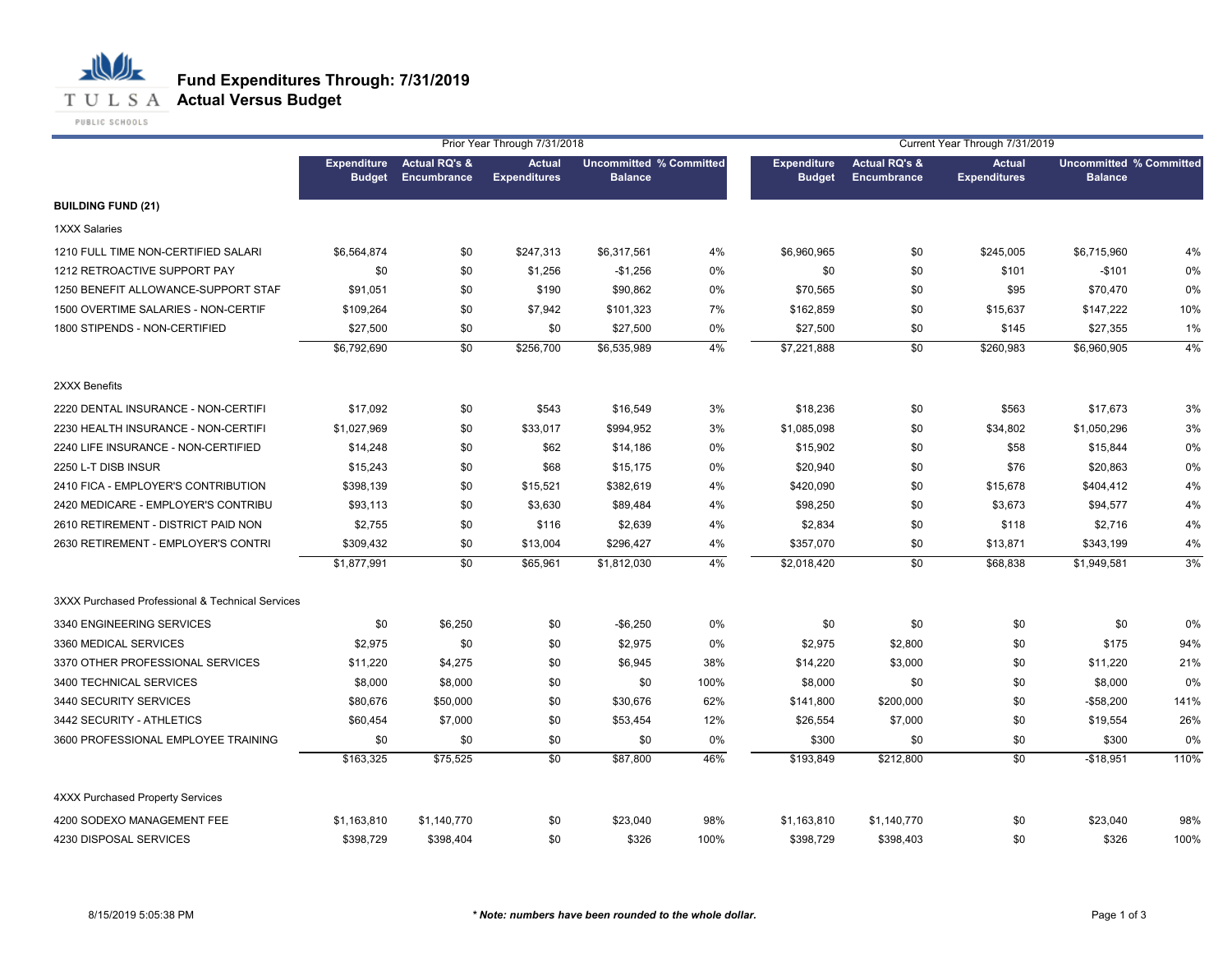# Fund Expenditures Through: 7/31/2019
## Actual Versus Budget

| | Prior Year Through 7/31/2018 | | | | | Current Year Through 7/31/2019 | | | | |
|---|---|---|---|---|---|---|---|---|---|---|
| | Expenditure Budget | Actual RQ's & Encumbrance | Actual Expenditures | Uncommitted Balance | % Committed | Expenditure Budget | Actual RQ's & Encumbrance | Actual Expenditures | Uncommitted Balance | % Committed |
| **BUILDING FUND (21)** | | | | | | | | | | |
| 1XXX Salaries | | | | | | | | | | |
| 1210 FULL TIME NON-CERTIFIED SALARI | $6,564,874 | $0 | $247,313 | $6,317,561 | 4% | $6,960,965 | $0 | $245,005 | $6,715,960 | 4% |
| 1212 RETROACTIVE SUPPORT PAY | $0 | $0 | $1,256 | -$1,256 | 0% | $0 | $0 | $101 | -$101 | 0% |
| 1250 BENEFIT ALLOWANCE-SUPPORT STAF | $91,051 | $0 | $190 | $90,862 | 0% | $70,565 | $0 | $95 | $70,470 | 0% |
| 1500 OVERTIME SALARIES - NON-CERTIF | $109,264 | $0 | $7,942 | $101,323 | 7% | $162,859 | $0 | $15,637 | $147,222 | 10% |
| 1800 STIPENDS - NON-CERTIFIED | $27,500 | $0 | $0 | $27,500 | 0% | $27,500 | $0 | $145 | $27,355 | 1% |
| | $6,792,690 | $0 | $256,700 | $6,535,989 | 4% | $7,221,888 | $0 | $260,983 | $6,960,905 | 4% |
| 2XXX Benefits | | | | | | | | | | |
| 2220 DENTAL INSURANCE - NON-CERTIFI | $17,092 | $0 | $543 | $16,549 | 3% | $18,236 | $0 | $563 | $17,673 | 3% |
| 2230 HEALTH INSURANCE - NON-CERTIFI | $1,027,969 | $0 | $33,017 | $994,952 | 3% | $1,085,098 | $0 | $34,802 | $1,050,296 | 3% |
| 2240 LIFE INSURANCE - NON-CERTIFIED | $14,248 | $0 | $62 | $14,186 | 0% | $15,902 | $0 | $58 | $15,844 | 0% |
| 2250 L-T DISB INSUR | $15,243 | $0 | $68 | $15,175 | 0% | $20,940 | $0 | $76 | $20,863 | 0% |
| 2410 FICA - EMPLOYER'S CONTRIBUTION | $398,139 | $0 | $15,521 | $382,619 | 4% | $420,090 | $0 | $15,678 | $404,412 | 4% |
| 2420 MEDICARE - EMPLOYER'S CONTRIBU | $93,113 | $0 | $3,630 | $89,484 | 4% | $98,250 | $0 | $3,673 | $94,577 | 4% |
| 2610 RETIREMENT - DISTRICT PAID NON | $2,755 | $0 | $116 | $2,639 | 4% | $2,834 | $0 | $118 | $2,716 | 4% |
| 2630 RETIREMENT - EMPLOYER'S CONTRI | $309,432 | $0 | $13,004 | $296,427 | 4% | $357,070 | $0 | $13,871 | $343,199 | 4% |
| | $1,877,991 | $0 | $65,961 | $1,812,030 | 4% | $2,018,420 | $0 | $68,838 | $1,949,581 | 3% |
| 3XXX Purchased Professional & Technical Services | | | | | | | | | | |
| 3340 ENGINEERING SERVICES | $0 | $6,250 | $0 | -$6,250 | 0% | $0 | $0 | $0 | $0 | 0% |
| 3360 MEDICAL SERVICES | $2,975 | $0 | $0 | $2,975 | 0% | $2,975 | $2,800 | $0 | $175 | 94% |
| 3370 OTHER PROFESSIONAL SERVICES | $11,220 | $4,275 | $0 | $6,945 | 38% | $14,220 | $3,000 | $0 | $11,220 | 21% |
| 3400 TECHNICAL SERVICES | $8,000 | $8,000 | $0 | $0 | 100% | $8,000 | $0 | $0 | $8,000 | 0% |
| 3440 SECURITY SERVICES | $80,676 | $50,000 | $0 | $30,676 | 62% | $141,800 | $200,000 | $0 | -$58,200 | 141% |
| 3442 SECURITY - ATHLETICS | $60,454 | $7,000 | $0 | $53,454 | 12% | $26,554 | $7,000 | $0 | $19,554 | 26% |
| 3600 PROFESSIONAL EMPLOYEE TRAINING | $0 | $0 | $0 | $0 | 0% | $300 | $0 | $0 | $300 | 0% |
| | $163,325 | $75,525 | $0 | $87,800 | 46% | $193,849 | $212,800 | $0 | -$18,951 | 110% |
| 4XXX Purchased Property Services | | | | | | | | | | |
| 4200 SODEXO MANAGEMENT FEE | $1,163,810 | $1,140,770 | $0 | $23,040 | 98% | $1,163,810 | $1,140,770 | $0 | $23,040 | 98% |
| 4230 DISPOSAL SERVICES | $398,729 | $398,404 | $0 | $326 | 100% | $398,729 | $398,403 | $0 | $326 | 100% |

8/15/2019 5:05:38 PM

*** Note: numbers have been rounded to the whole dollar.**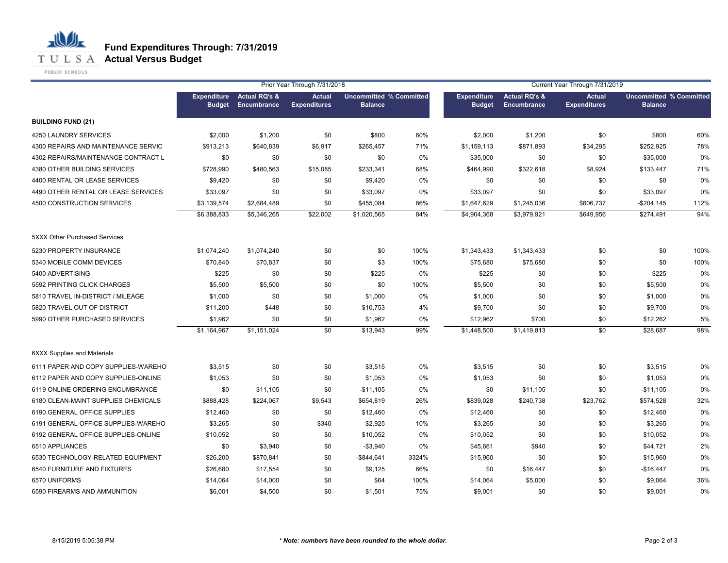# Fund Expenditures Through: 7/31/2019

## Actual Versus Budget

| | Prior Year Through 7/31/2018 | | | | | Current Year Through 7/31/2019 | | | | |
|---|---|---|---|---|---|---|---|---|---|---|
| | Expenditure Budget | Actual RQ's & Encumbrance | Actual Expenditures | Uncommitted Balance | % Committed | Expenditure Budget | Actual RQ's & Encumbrance | Actual Expenditures | Uncommitted Balance | % Committed |
| **BUILDING FUND (21)** | | | | | | | | | | |
| 4250 LAUNDRY SERVICES | $2,000 | $1,200 | $0 | $800 | 60% | $2,000 | $1,200 | $0 | $800 | 60% |
| 4300 REPAIRS AND MAINTENANCE SERVIC | $913,213 | $640,839 | $6,917 | $265,457 | 71% | $1,159,113 | $871,893 | $34,295 | $252,925 | 78% |
| 4302 REPAIRS/MAINTENANCE CONTRACT L | $0 | $0 | $0 | $0 | 0% | $35,000 | $0 | $0 | $35,000 | 0% |
| 4380 OTHER BUILDING SERVICES | $728,990 | $480,563 | $15,085 | $233,341 | 68% | $464,990 | $322,618 | $8,924 | $133,447 | 71% |
| 4400 RENTAL OR LEASE SERVICES | $9,420 | $0 | $0 | $9,420 | 0% | $0 | $0 | $0 | $0 | 0% |
| 4490 OTHER RENTAL OR LEASE SERVICES | $33,097 | $0 | $0 | $33,097 | 0% | $33,097 | $0 | $0 | $33,097 | 0% |
| 4500 CONSTRUCTION SERVICES | $3,139,574 | $2,684,489 | $0 | $455,084 | 86% | $1,647,629 | $1,245,036 | $606,737 | -$204,145 | 112% |
| | $6,388,833 | $5,346,265 | $22,002 | $1,020,565 | 84% | $4,904,368 | $3,979,921 | $649,956 | $274,491 | 94% |
| 5XXX Other Purchased Services | | | | | | | | | | |
| 5230 PROPERTY INSURANCE | $1,074,240 | $1,074,240 | $0 | $0 | 100% | $1,343,433 | $1,343,433 | $0 | $0 | 100% |
| 5340 MOBILE COMM DEVICES | $70,840 | $70,837 | $0 | $3 | 100% | $75,680 | $75,680 | $0 | $0 | 100% |
| 5400 ADVERTISING | $225 | $0 | $0 | $225 | 0% | $225 | $0 | $0 | $225 | 0% |
| 5592 PRINTING CLICK CHARGES | $5,500 | $5,500 | $0 | $0 | 100% | $5,500 | $0 | $0 | $5,500 | 0% |
| 5810 TRAVEL IN-DISTRICT / MILEAGE | $1,000 | $0 | $0 | $1,000 | 0% | $1,000 | $0 | $0 | $1,000 | 0% |
| 5820 TRAVEL OUT OF DISTRICT | $11,200 | $448 | $0 | $10,753 | 4% | $9,700 | $0 | $0 | $9,700 | 0% |
| 5990 OTHER PURCHASED SERVICES | $1,962 | $0 | $0 | $1,962 | 0% | $12,962 | $700 | $0 | $12,262 | 5% |
| | $1,164,967 | $1,151,024 | $0 | $13,943 | 99% | $1,448,500 | $1,419,813 | $0 | $28,687 | 98% |
| 6XXX Supplies and Materials | | | | | | | | | | |
| 6111 PAPER AND COPY SUPPLIES-WAREHO | $3,515 | $0 | $0 | $3,515 | 0% | $3,515 | $0 | $0 | $3,515 | 0% |
| 6112 PAPER AND COPY SUPPLIES-ONLINE | $1,053 | $0 | $0 | $1,053 | 0% | $1,053 | $0 | $0 | $1,053 | 0% |
| 6119 ONLINE ORDERING ENCUMBRANCE | $0 | $11,105 | $0 | -$11,105 | 0% | $0 | $11,105 | $0 | -$11,105 | 0% |
| 6180 CLEAN-MAINT SUPPLIES CHEMICALS | $888,428 | $224,067 | $9,543 | $654,819 | 26% | $839,028 | $240,738 | $23,762 | $574,528 | 32% |
| 6190 GENERAL OFFICE SUPPLIES | $12,460 | $0 | $0 | $12,460 | 0% | $12,460 | $0 | $0 | $12,460 | 0% |
| 6191 GENERAL OFFICE SUPPLIES-WAREHO | $3,265 | $0 | $340 | $2,925 | 10% | $3,265 | $0 | $0 | $3,265 | 0% |
| 6192 GENERAL OFFICE SUPPLIES-ONLINE | $10,052 | $0 | $0 | $10,052 | 0% | $10,052 | $0 | $0 | $10,052 | 0% |
| 6510 APPLIANCES | $0 | $3,940 | $0 | -$3,940 | 0% | $45,661 | $940 | $0 | $44,721 | 2% |
| 6530 TECHNOLOGY-RELATED EQUIPMENT | $26,200 | $870,841 | $0 | -$844,641 | 3324% | $15,960 | $0 | $0 | $15,960 | 0% |
| 6540 FURNITURE AND FIXTURES | $26,680 | $17,554 | $0 | $9,125 | 66% | $0 | $16,447 | $0 | -$16,447 | 0% |
| 6570 UNIFORMS | $14,064 | $14,000 | $0 | $64 | 100% | $14,064 | $5,000 | $0 | $9,064 | 36% |
| 6590 FIREARMS AND AMMUNITION | $6,001 | $4,500 | $0 | $1,501 | 75% | $9,001 | $0 | $0 | $9,001 | 0% |

8/15/2019 5:05:38 PM

*** Note: numbers have been rounded to the whole dollar.***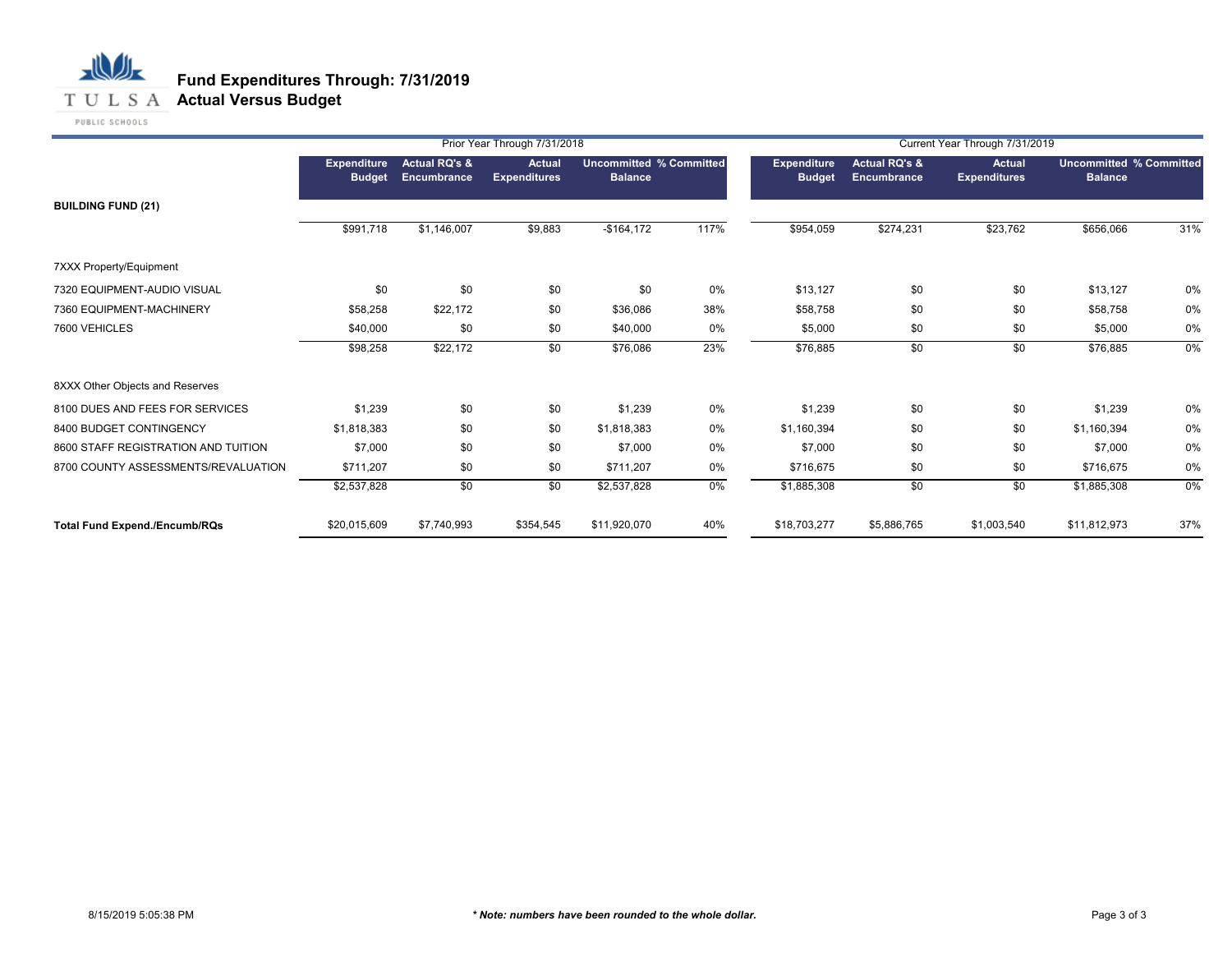# Fund Expenditures Through: 7/31/2019
## Actual Versus Budget

| | Prior Year Through 7/31/2018 | | | | | Current Year Through 7/31/2019 | | | | |
|---|---|---|---|---|---|---|---|---|---|---|
| | Expenditure Budget | Actual RQ's & Encumbrance | Actual Expenditures | Uncommitted Balance | % Committed | Expenditure Budget | Actual RQ's & Encumbrance | Actual Expenditures | Uncommitted Balance | % Committed |
| **BUILDING FUND (21)** | | | | | | | | | | |
| | $991,718 | $1,146,007 | $9,883 | -$164,172 | 117% | $954,059 | $274,231 | $23,762 | $656,066 | 31% |
| 7XXX Property/Equipment | | | | | | | | | | |
| 7320 EQUIPMENT-AUDIO VISUAL | $0 | $0 | $0 | $0 | 0% | $13,127 | $0 | $0 | $13,127 | 0% |
| 7360 EQUIPMENT-MACHINERY | $58,258 | $22,172 | $0 | $36,086 | 38% | $58,758 | $0 | $0 | $58,758 | 0% |
| 7600 VEHICLES | $40,000 | $0 | $0 | $40,000 | 0% | $5,000 | $0 | $0 | $5,000 | 0% |
| | $98,258 | $22,172 | $0 | $76,086 | 23% | $76,885 | $0 | $0 | $76,885 | 0% |
| 8XXX Other Objects and Reserves | | | | | | | | | | |
| 8100 DUES AND FEES FOR SERVICES | $1,239 | $0 | $0 | $1,239 | 0% | $1,239 | $0 | $0 | $1,239 | 0% |
| 8400 BUDGET CONTINGENCY | $1,818,383 | $0 | $0 | $1,818,383 | 0% | $1,160,394 | $0 | $0 | $1,160,394 | 0% |
| 8600 STAFF REGISTRATION AND TUITION | $7,000 | $0 | $0 | $7,000 | 0% | $7,000 | $0 | $0 | $7,000 | 0% |
| 8700 COUNTY ASSESSMENTS/REVALUATION | $711,207 | $0 | $0 | $711,207 | 0% | $716,675 | $0 | $0 | $716,675 | 0% |
| | $2,537,828 | $0 | $0 | $2,537,828 | 0% | $1,885,308 | $0 | $0 | $1,885,308 | 0% |
| **Total Fund Expend./Encumb/RQs** | $20,015,609 | $7,740,993 | $354,545 | $11,920,070 | 40% | $18,703,277 | $5,886,765 | $1,003,540 | $11,812,973 | 37% |

8/15/2019 5:05:38 PM

***Note: numbers have been rounded to the whole dollar.***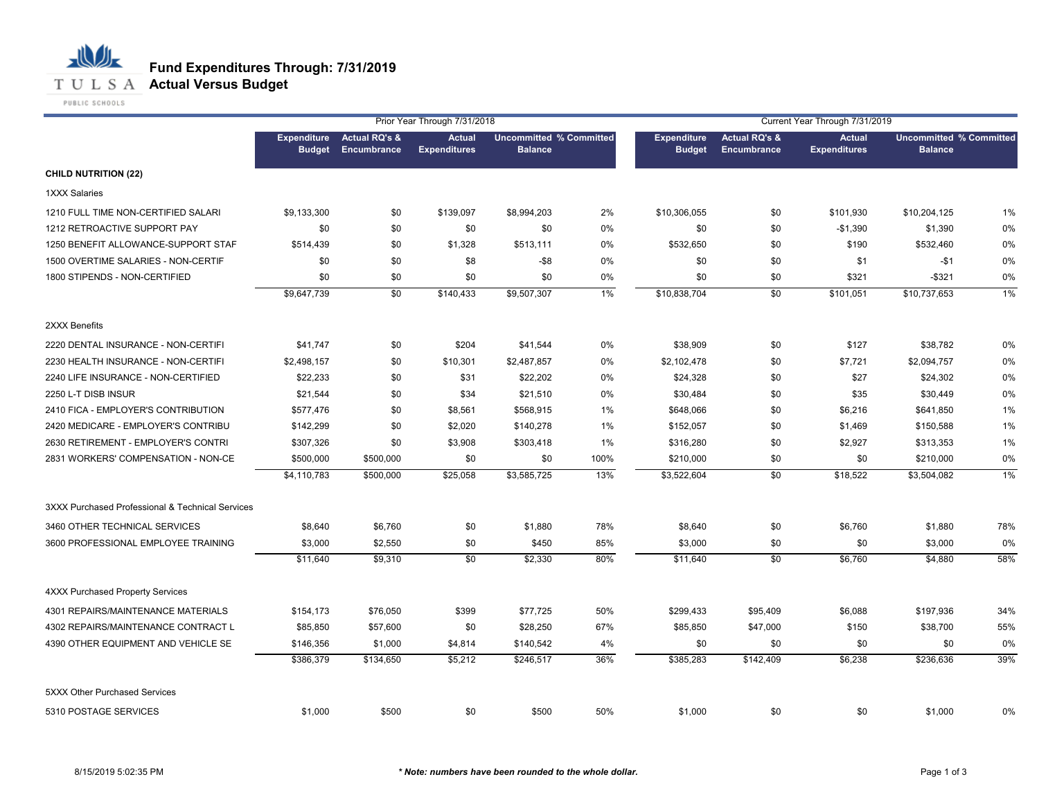# Fund Expenditures Through: 7/31/2019
## Actual Versus Budget

| | Prior Year Through 7/31/2018 | | | | | Current Year Through 7/31/2019 | | | | |
|---|---|---|---|---|---|---|---|---|---|---|
| | Expenditure Budget | Actual RQ's & Encumbrance | Actual Expenditures | Uncommitted Balance | % Committed | Expenditure Budget | Actual RQ's & Encumbrance | Actual Expenditures | Uncommitted Balance | % Committed |
| **CHILD NUTRITION (22)** | | | | | | | | | | |
| 1XXX Salaries | | | | | | | | | | |
| 1210 FULL TIME NON-CERTIFIED SALARI | $9,133,300 | $0 | $139,097 | $8,994,203 | 2% | $10,306,055 | $0 | $101,930 | $10,204,125 | 1% |
| 1212 RETROACTIVE SUPPORT PAY | $0 | $0 | $0 | $0 | 0% | $0 | $0 | -$1,390 | $1,390 | 0% |
| 1250 BENEFIT ALLOWANCE-SUPPORT STAF | $514,439 | $0 | $1,328 | $513,111 | 0% | $532,650 | $0 | $190 | $532,460 | 0% |
| 1500 OVERTIME SALARIES - NON-CERTIF | $0 | $0 | $8 | -$8 | 0% | $0 | $0 | $1 | -$1 | 0% |
| 1800 STIPENDS - NON-CERTIFIED | $0 | $0 | $0 | $0 | 0% | $0 | $0 | $321 | -$321 | 0% |
| | $9,647,739 | $0 | $140,433 | $9,507,307 | 1% | $10,838,704 | $0 | $101,051 | $10,737,653 | 1% |
| 2XXX Benefits | | | | | | | | | | |
| 2220 DENTAL INSURANCE - NON-CERTIFI | $41,747 | $0 | $204 | $41,544 | 0% | $38,909 | $0 | $127 | $38,782 | 0% |
| 2230 HEALTH INSURANCE - NON-CERTIFI | $2,498,157 | $0 | $10,301 | $2,487,857 | 0% | $2,102,478 | $0 | $7,721 | $2,094,757 | 0% |
| 2240 LIFE INSURANCE - NON-CERTIFIED | $22,233 | $0 | $31 | $22,202 | 0% | $24,328 | $0 | $27 | $24,302 | 0% |
| 2250 L-T DISB INSUR | $21,544 | $0 | $34 | $21,510 | 0% | $30,484 | $0 | $35 | $30,449 | 0% |
| 2410 FICA - EMPLOYER'S CONTRIBUTION | $577,476 | $0 | $8,561 | $568,915 | 1% | $648,066 | $0 | $6,216 | $641,850 | 1% |
| 2420 MEDICARE - EMPLOYER'S CONTRIBU | $142,299 | $0 | $2,020 | $140,278 | 1% | $152,057 | $0 | $1,469 | $150,588 | 1% |
| 2630 RETIREMENT - EMPLOYER'S CONTRI | $307,326 | $0 | $3,908 | $303,418 | 1% | $316,280 | $0 | $2,927 | $313,353 | 1% |
| 2831 WORKERS' COMPENSATION - NON-CE | $500,000 | $500,000 | $0 | $0 | 100% | $210,000 | $0 | $0 | $210,000 | 0% |
| | $4,110,783 | $500,000 | $25,058 | $3,585,725 | 13% | $3,522,604 | $0 | $18,522 | $3,504,082 | 1% |
| 3XXX Purchased Professional & Technical Services | | | | | | | | | | |
| 3460 OTHER TECHNICAL SERVICES | $8,640 | $6,760 | $0 | $1,880 | 78% | $8,640 | $0 | $6,760 | $1,880 | 78% |
| 3600 PROFESSIONAL EMPLOYEE TRAINING | $3,000 | $2,550 | $0 | $450 | 85% | $3,000 | $0 | $0 | $3,000 | 0% |
| | $11,640 | $9,310 | $0 | $2,330 | 80% | $11,640 | $0 | $6,760 | $4,880 | 58% |
| 4XXX Purchased Property Services | | | | | | | | | | |
| 4301 REPAIRS/MAINTENANCE MATERIALS | $154,173 | $76,050 | $399 | $77,725 | 50% | $299,433 | $95,409 | $6,088 | $197,936 | 34% |
| 4302 REPAIRS/MAINTENANCE CONTRACT L | $85,850 | $57,600 | $0 | $28,250 | 67% | $85,850 | $47,000 | $150 | $38,700 | 55% |
| 4390 OTHER EQUIPMENT AND VEHICLE SE | $146,356 | $1,000 | $4,814 | $140,542 | 4% | $0 | $0 | $0 | $0 | 0% |
| | $386,379 | $134,650 | $5,212 | $246,517 | 36% | $385,283 | $142,409 | $6,238 | $236,636 | 39% |
| 5XXX Other Purchased Services | | | | | | | | | | |
| 5310 POSTAGE SERVICES | $1,000 | $500 | $0 | $500 | 50% | $1,000 | $0 | $0 | $1,000 | 0% |

8/15/2019 5:02:35 PM

*** Note: numbers have been rounded to the whole dollar.**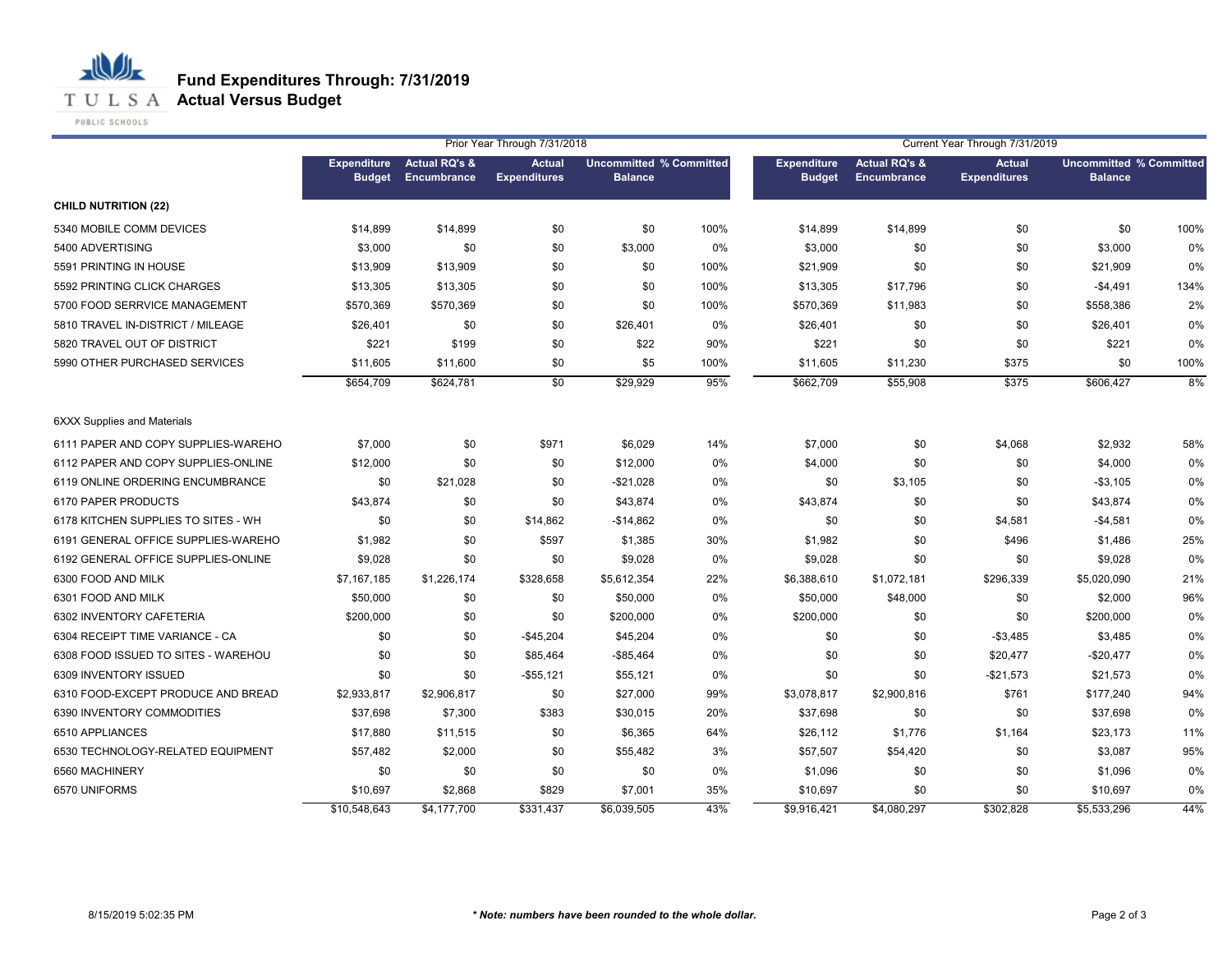# Fund Expenditures Through: 7/31/2019
## Actual Versus Budget

| | Prior Year Through 7/31/2018 | | | | | Current Year Through 7/31/2019 | | | | |
|---|---|---|---|---|---|---|---|---|---|---|
| | Expenditure Budget | Actual RQ's & Encumbrance | Actual Expenditures | Uncommitted Balance | % Committed | Expenditure Budget | Actual RQ's & Encumbrance | Actual Expenditures | Uncommitted Balance | % Committed |
| **CHILD NUTRITION (22)** | | | | | | | | | | |
| 5340 MOBILE COMM DEVICES | $14,899 | $14,899 | $0 | $0 | 100% | $14,899 | $14,899 | $0 | $0 | 100% |
| 5400 ADVERTISING | $3,000 | $0 | $0 | $3,000 | 0% | $3,000 | $0 | $0 | $3,000 | 0% |
| 5591 PRINTING IN HOUSE | $13,909 | $13,909 | $0 | $0 | 100% | $21,909 | $0 | $0 | $21,909 | 0% |
| 5592 PRINTING CLICK CHARGES | $13,305 | $13,305 | $0 | $0 | 100% | $13,305 | $17,796 | $0 | -$4,491 | 134% |
| 5700 FOOD SERRVICE MANAGEMENT | $570,369 | $570,369 | $0 | $0 | 100% | $570,369 | $11,983 | $0 | $558,386 | 2% |
| 5810 TRAVEL IN-DISTRICT / MILEAGE | $26,401 | $0 | $0 | $26,401 | 0% | $26,401 | $0 | $0 | $26,401 | 0% |
| 5820 TRAVEL OUT OF DISTRICT | $221 | $199 | $0 | $22 | 90% | $221 | $0 | $0 | $221 | 0% |
| 5990 OTHER PURCHASED SERVICES | $11,605 | $11,600 | $0 | $5 | 100% | $11,605 | $11,230 | $375 | $0 | 100% |
| | $654,709 | $624,781 | $0 | $29,929 | 95% | $662,709 | $55,908 | $375 | $606,427 | 8% |
| 6XXX Supplies and Materials | | | | | | | | | | |
| 6111 PAPER AND COPY SUPPLIES-WAREHO | $7,000 | $0 | $971 | $6,029 | 14% | $7,000 | $0 | $4,068 | $2,932 | 58% |
| 6112 PAPER AND COPY SUPPLIES-ONLINE | $12,000 | $0 | $0 | $12,000 | 0% | $4,000 | $0 | $0 | $4,000 | 0% |
| 6119 ONLINE ORDERING ENCUMBRANCE | $0 | $21,028 | $0 | -$21,028 | 0% | $0 | $3,105 | $0 | -$3,105 | 0% |
| 6170 PAPER PRODUCTS | $43,874 | $0 | $0 | $43,874 | 0% | $43,874 | $0 | $0 | $43,874 | 0% |
| 6178 KITCHEN SUPPLIES TO SITES - WH | $0 | $0 | $14,862 | -$14,862 | 0% | $0 | $0 | $4,581 | -$4,581 | 0% |
| 6191 GENERAL OFFICE SUPPLIES-WAREHO | $1,982 | $0 | $597 | $1,385 | 30% | $1,982 | $0 | $496 | $1,486 | 25% |
| 6192 GENERAL OFFICE SUPPLIES-ONLINE | $9,028 | $0 | $0 | $9,028 | 0% | $9,028 | $0 | $0 | $9,028 | 0% |
| 6300 FOOD AND MILK | $7,167,185 | $1,226,174 | $328,658 | $5,612,354 | 22% | $6,388,610 | $1,072,181 | $296,339 | $5,020,090 | 21% |
| 6301 FOOD AND MILK | $50,000 | $0 | $0 | $50,000 | 0% | $50,000 | $48,000 | $0 | $2,000 | 96% |
| 6302 INVENTORY CAFETERIA | $200,000 | $0 | $0 | $200,000 | 0% | $200,000 | $0 | $0 | $200,000 | 0% |
| 6304 RECEIPT TIME VARIANCE - CA | $0 | $0 | -$45,204 | $45,204 | 0% | $0 | $0 | -$3,485 | $3,485 | 0% |
| 6308 FOOD ISSUED TO SITES - WAREHOU | $0 | $0 | $85,464 | -$85,464 | 0% | $0 | $0 | $20,477 | -$20,477 | 0% |
| 6309 INVENTORY ISSUED | $0 | $0 | -$55,121 | $55,121 | 0% | $0 | $0 | -$21,573 | $21,573 | 0% |
| 6310 FOOD-EXCEPT PRODUCE AND BREAD | $2,933,817 | $2,906,817 | $0 | $27,000 | 99% | $3,078,817 | $2,900,816 | $761 | $177,240 | 94% |
| 6390 INVENTORY COMMODITIES | $37,698 | $7,300 | $383 | $30,015 | 20% | $37,698 | $0 | $0 | $37,698 | 0% |
| 6510 APPLIANCES | $17,880 | $11,515 | $0 | $6,365 | 64% | $26,112 | $1,776 | $1,164 | $23,173 | 11% |
| 6530 TECHNOLOGY-RELATED EQUIPMENT | $57,482 | $2,000 | $0 | $55,482 | 3% | $57,507 | $54,420 | $0 | $3,087 | 95% |
| 6560 MACHINERY | $0 | $0 | $0 | $0 | 0% | $1,096 | $0 | $0 | $1,096 | 0% |
| 6570 UNIFORMS | $10,697 | $2,868 | $829 | $7,001 | 35% | $10,697 | $0 | $0 | $10,697 | 0% |
| | $10,548,643 | $4,177,700 | $331,437 | $6,039,505 | 43% | $9,916,421 | $4,080,297 | $302,828 | $5,533,296 | 44% |

8/15/2019 5:02:35 PM

*** Note: numbers have been rounded to the whole dollar.**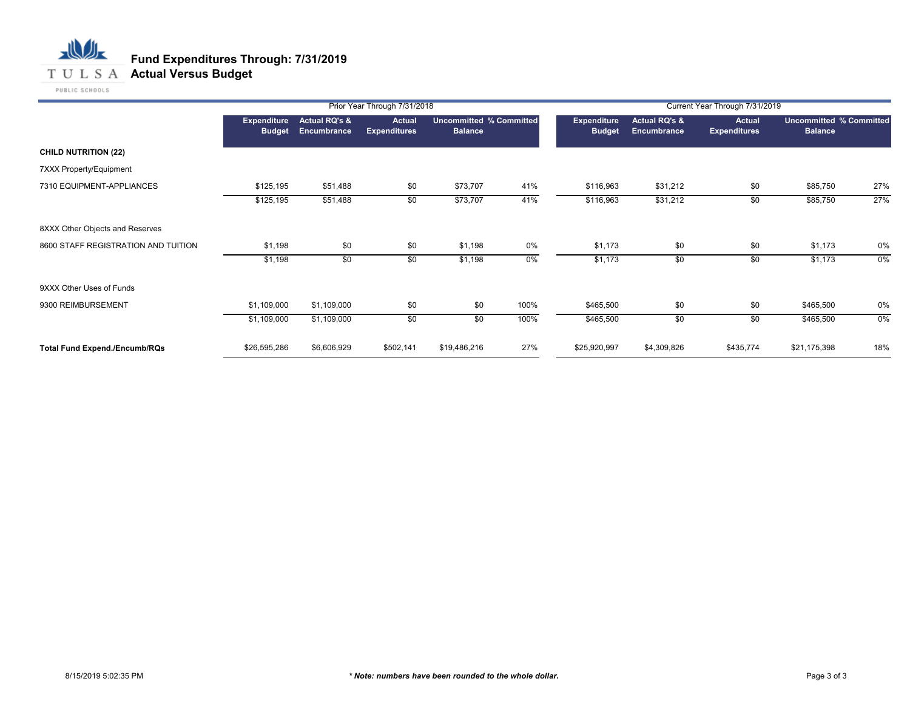# Fund Expenditures Through: 7/31/2019

## Actual Versus Budget

TULSA PUBLIC SCHOOLS

| | Prior Year Through 7/31/2018 | | | | | Current Year Through 7/31/2019 | | | | |
|---|---|---|---|---|---|---|---|---|---|---|
| | Expenditure Budget | Actual RQ's & Encumbrance | Actual Expenditures | Uncommitted Balance | % Committed | Expenditure Budget | Actual RQ's & Encumbrance | Actual Expenditures | Uncommitted Balance | % Committed |
| **CHILD NUTRITION (22)** | | | | | | | | | | |
| 7XXX Property/Equipment | | | | | | | | | | |
| 7310 EQUIPMENT-APPLIANCES | $125,195 | $51,488 | $0 | $73,707 | 41% | $116,963 | $31,212 | $0 | $85,750 | 27% |
| | $125,195 | $51,488 | $0 | $73,707 | 41% | $116,963 | $31,212 | $0 | $85,750 | 27% |
| 8XXX Other Objects and Reserves | | | | | | | | | | |
| 8600 STAFF REGISTRATION AND TUITION | $1,198 | $0 | $0 | $1,198 | 0% | $1,173 | $0 | $0 | $1,173 | 0% |
| | $1,198 | $0 | $0 | $1,198 | 0% | $1,173 | $0 | $0 | $1,173 | 0% |
| 9XXX Other Uses of Funds | | | | | | | | | | |
| 9300 REIMBURSEMENT | $1,109,000 | $1,109,000 | $0 | $0 | 100% | $465,500 | $0 | $0 | $465,500 | 0% |
| | $1,109,000 | $1,109,000 | $0 | $0 | 100% | $465,500 | $0 | $0 | $465,500 | 0% |
| **Total Fund Expend./Encumb/RQs** | $26,595,286 | $6,606,929 | $502,141 | $19,486,216 | 27% | $25,920,997 | $4,309,826 | $435,774 | $21,175,398 | 18% |

8/15/2019 5:02:35 PM

***\* Note: numbers have been rounded to the whole dollar.***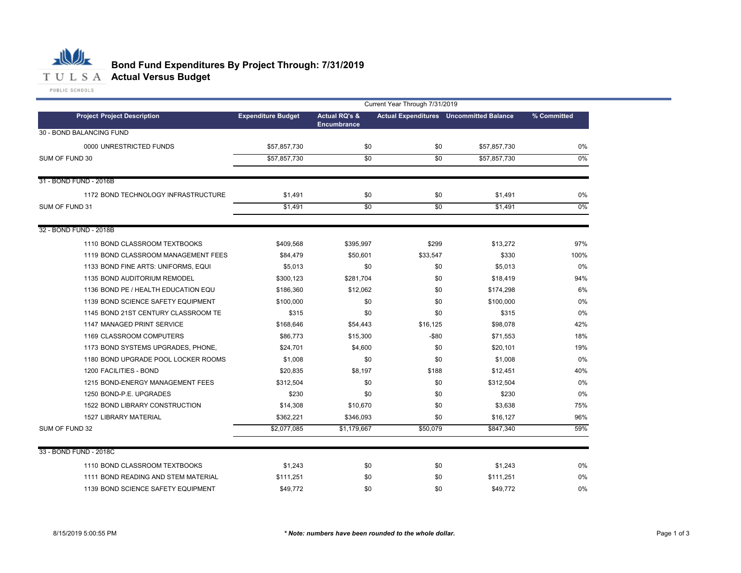# Bond Fund Expenditures By Project Through: 7/31/2019
## Actual Versus Budget

| | | Current Year Through 7/31/2019 | | | |
|---|---|---|---|---|---|
| **Project Project Description** | **Expenditure Budget** | **Actual RQ's & Encumbrance** | **Actual Expenditures** | **Uncommitted Balance** | **% Committed** |
| 30 - BOND BALANCING FUND | | | | | |
| 0000 UNRESTRICTED FUNDS | $57,857,730 | $0 | $0 | $57,857,730 | 0% |
| SUM OF FUND 30 | $57,857,730 | $0 | $0 | $57,857,730 | 0% |
| 31 - BOND FUND - 2016B | | | | | |
| 1172 BOND TECHNOLOGY INFRASTRUCTURE | $1,491 | $0 | $0 | $1,491 | 0% |
| SUM OF FUND 31 | $1,491 | $0 | $0 | $1,491 | 0% |
| 32 - BOND FUND - 2018B | | | | | |
| 1110 BOND CLASSROOM TEXTBOOKS | $409,568 | $395,997 | $299 | $13,272 | 97% |
| 1119 BOND CLASSROOM MANAGEMENT FEES | $84,479 | $50,601 | $33,547 | $330 | 100% |
| 1133 BOND FINE ARTS: UNIFORMS, EQUI | $5,013 | $0 | $0 | $5,013 | 0% |
| 1135 BOND AUDITORIUM REMODEL | $300,123 | $281,704 | $0 | $18,419 | 94% |
| 1136 BOND PE / HEALTH EDUCATION EQU | $186,360 | $12,062 | $0 | $174,298 | 6% |
| 1139 BOND SCIENCE SAFETY EQUIPMENT | $100,000 | $0 | $0 | $100,000 | 0% |
| 1145 BOND 21ST CENTURY CLASSROOM TE | $315 | $0 | $0 | $315 | 0% |
| 1147 MANAGED PRINT SERVICE | $168,646 | $54,443 | $16,125 | $98,078 | 42% |
| 1169 CLASSROOM COMPUTERS | $86,773 | $15,300 | -$80 | $71,553 | 18% |
| 1173 BOND SYSTEMS UPGRADES, PHONE, | $24,701 | $4,600 | $0 | $20,101 | 19% |
| 1180 BOND UPGRADE POOL LOCKER ROOMS | $1,008 | $0 | $0 | $1,008 | 0% |
| 1200 FACILITIES - BOND | $20,835 | $8,197 | $188 | $12,451 | 40% |
| 1215 BOND-ENERGY MANAGEMENT FEES | $312,504 | $0 | $0 | $312,504 | 0% |
| 1250 BOND-P.E. UPGRADES | $230 | $0 | $0 | $230 | 0% |
| 1522 BOND LIBRARY CONSTRUCTION | $14,308 | $10,670 | $0 | $3,638 | 75% |
| 1527 LIBRARY MATERIAL | $362,221 | $346,093 | $0 | $16,127 | 96% |
| SUM OF FUND 32 | $2,077,085 | $1,179,667 | $50,079 | $847,340 | 59% |
| 33 - BOND FUND - 2018C | | | | | |
| 1110 BOND CLASSROOM TEXTBOOKS | $1,243 | $0 | $0 | $1,243 | 0% |
| 1111 BOND READING AND STEM MATERIAL | $111,251 | $0 | $0 | $111,251 | 0% |
| 1139 BOND SCIENCE SAFETY EQUIPMENT | $49,772 | $0 | $0 | $49,772 | 0% |

8/15/2019 5:00:55 PM

***Note: numbers have been rounded to the whole dollar.***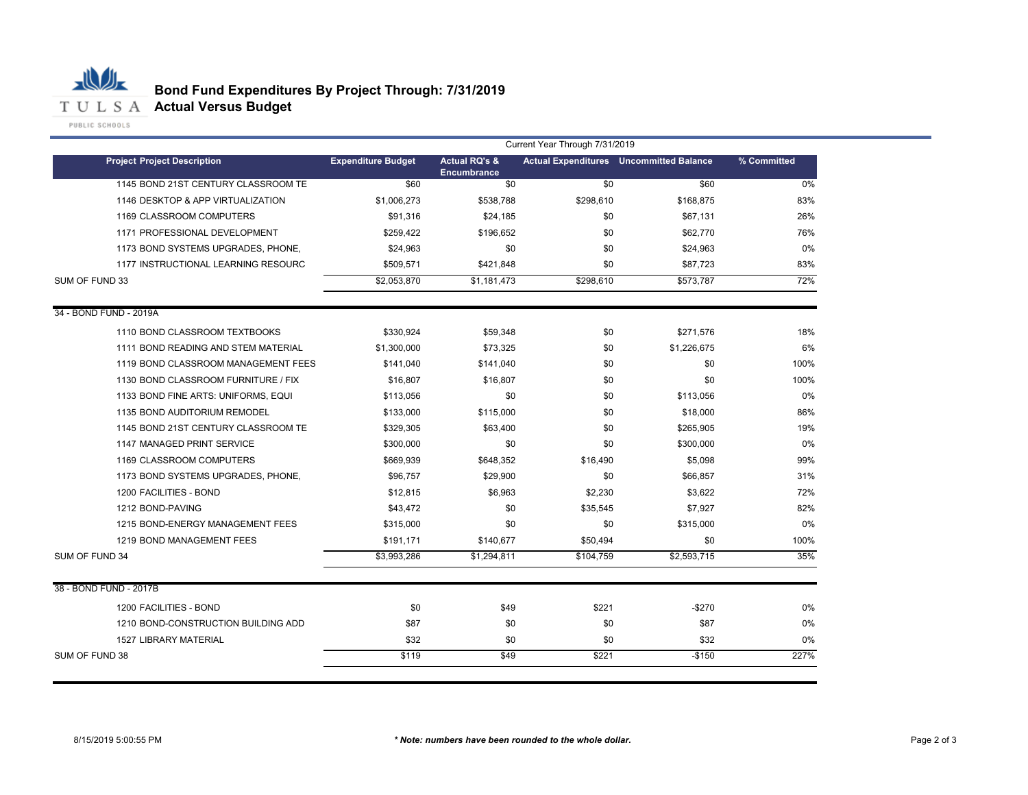# Bond Fund Expenditures By Project Through: 7/31/2019

## Actual Versus Budget

TULSA PUBLIC SCHOOLS

| | Current Year Through 7/31/2019 | | | | |
|---|---|---|---|---|---|
| **Project Project Description** | **Expenditure Budget** | **Actual RQ's & Encumbrance** | **Actual Expenditures** | **Uncommitted Balance** | **% Committed** |
| 1145 BOND 21ST CENTURY CLASSROOM TE | $60 | $0 | $0 | $60 | 0% |
| 1146 DESKTOP & APP VIRTUALIZATION | $1,006,273 | $538,788 | $298,610 | $168,875 | 83% |
| 1169 CLASSROOM COMPUTERS | $91,316 | $24,185 | $0 | $67,131 | 26% |
| 1171 PROFESSIONAL DEVELOPMENT | $259,422 | $196,652 | $0 | $62,770 | 76% |
| 1173 BOND SYSTEMS UPGRADES, PHONE, | $24,963 | $0 | $0 | $24,963 | 0% |
| 1177 INSTRUCTIONAL LEARNING RESOURC | $509,571 | $421,848 | $0 | $87,723 | 83% |
| SUM OF FUND 33 | $2,053,870 | $1,181,473 | $298,610 | $573,787 | 72% |
| 34 - BOND FUND - 2019A | | | | | |
| 1110 BOND CLASSROOM TEXTBOOKS | $330,924 | $59,348 | $0 | $271,576 | 18% |
| 1111 BOND READING AND STEM MATERIAL | $1,300,000 | $73,325 | $0 | $1,226,675 | 6% |
| 1119 BOND CLASSROOM MANAGEMENT FEES | $141,040 | $141,040 | $0 | $0 | 100% |
| 1130 BOND CLASSROOM FURNITURE / FIX | $16,807 | $16,807 | $0 | $0 | 100% |
| 1133 BOND FINE ARTS: UNIFORMS, EQUI | $113,056 | $0 | $0 | $113,056 | 0% |
| 1135 BOND AUDITORIUM REMODEL | $133,000 | $115,000 | $0 | $18,000 | 86% |
| 1145 BOND 21ST CENTURY CLASSROOM TE | $329,305 | $63,400 | $0 | $265,905 | 19% |
| 1147 MANAGED PRINT SERVICE | $300,000 | $0 | $0 | $300,000 | 0% |
| 1169 CLASSROOM COMPUTERS | $669,939 | $648,352 | $16,490 | $5,098 | 99% |
| 1173 BOND SYSTEMS UPGRADES, PHONE, | $96,757 | $29,900 | $0 | $66,857 | 31% |
| 1200 FACILITIES - BOND | $12,815 | $6,963 | $2,230 | $3,622 | 72% |
| 1212 BOND-PAVING | $43,472 | $0 | $35,545 | $7,927 | 82% |
| 1215 BOND-ENERGY MANAGEMENT FEES | $315,000 | $0 | $0 | $315,000 | 0% |
| 1219 BOND MANAGEMENT FEES | $191,171 | $140,677 | $50,494 | $0 | 100% |
| SUM OF FUND 34 | $3,993,286 | $1,294,811 | $104,759 | $2,593,715 | 35% |
| 38 - BOND FUND - 2017B | | | | | |
| 1200 FACILITIES - BOND | $0 | $49 | $221 | -$270 | 0% |
| 1210 BOND-CONSTRUCTION BUILDING ADD | $87 | $0 | $0 | $87 | 0% |
| 1527 LIBRARY MATERIAL | $32 | $0 | $0 | $32 | 0% |
| SUM OF FUND 38 | $119 | $49 | $221 | -$150 | 227% |

8/15/2019 5:00:55 PM

***\* Note: numbers have been rounded to the whole dollar.***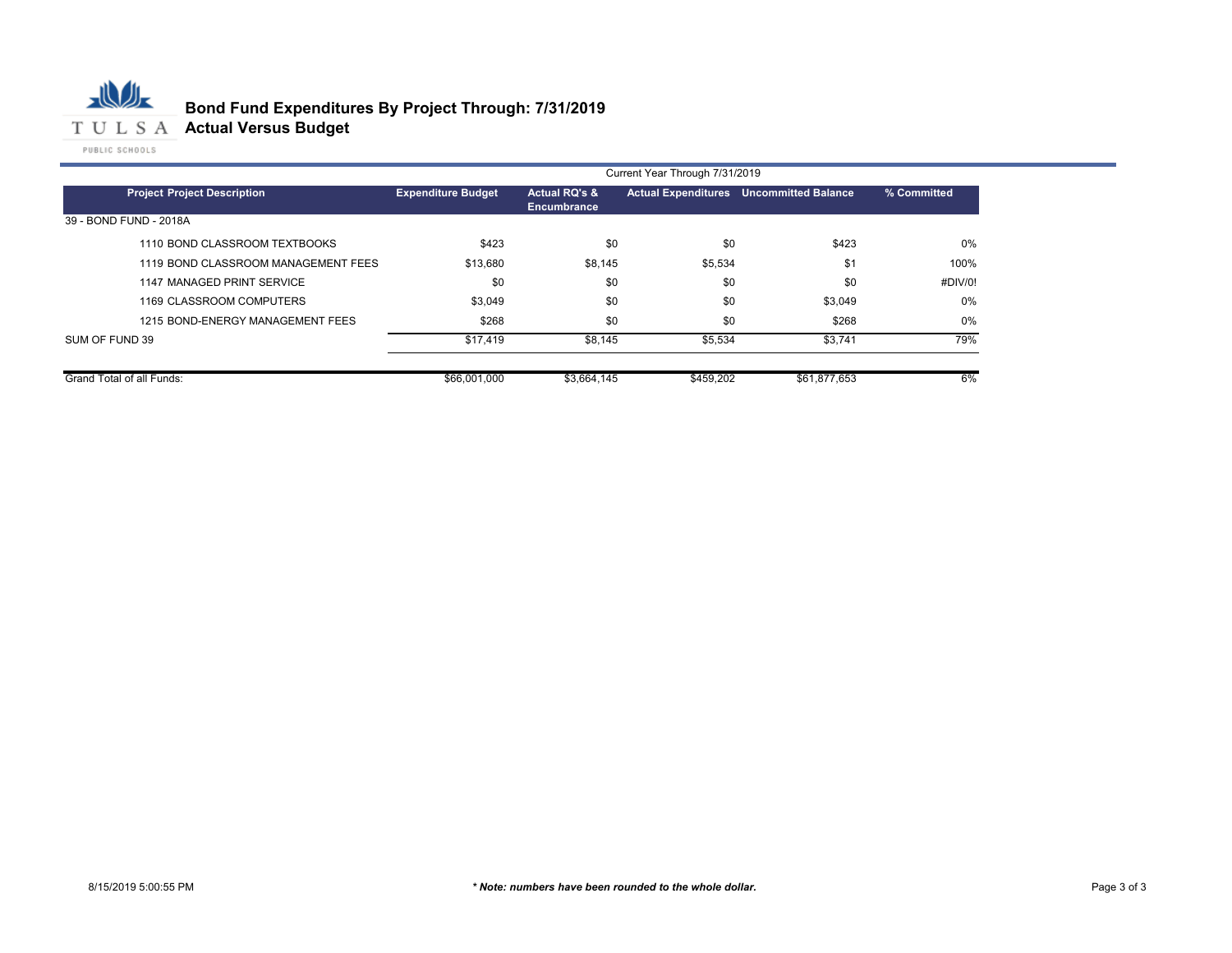# Bond Fund Expenditures By Project Through: 7/31/2019
## Actual Versus Budget

TULSA PUBLIC SCHOOLS

| | | Current Year Through 7/31/2019 | | | |
|---|---|---|---|---|---|
| **Project Project Description** | **Expenditure Budget** | **Actual RQ's & Encumbrance** | **Actual Expenditures** | **Uncommitted Balance** | **% Committed** |
| 39 - BOND FUND - 2018A | | | | | |
| 1110 BOND CLASSROOM TEXTBOOKS | $423 | $0 | $0 | $423 | 0% |
| 1119 BOND CLASSROOM MANAGEMENT FEES | $13,680 | $8,145 | $5,534 | $1 | 100% |
| 1147 MANAGED PRINT SERVICE | $0 | $0 | $0 | $0 | #DIV/0! |
| 1169 CLASSROOM COMPUTERS | $3,049 | $0 | $0 | $3,049 | 0% |
| 1215 BOND-ENERGY MANAGEMENT FEES | $268 | $0 | $0 | $268 | 0% |
| SUM OF FUND 39 | $17,419 | $8,145 | $5,534 | $3,741 | 79% |
| Grand Total of all Funds: | $66,001,000 | $3,664,145 | $459,202 | $61,877,653 | 6% |

8/15/2019 5:00:55 PM

*\* Note: numbers have been rounded to the whole dollar.*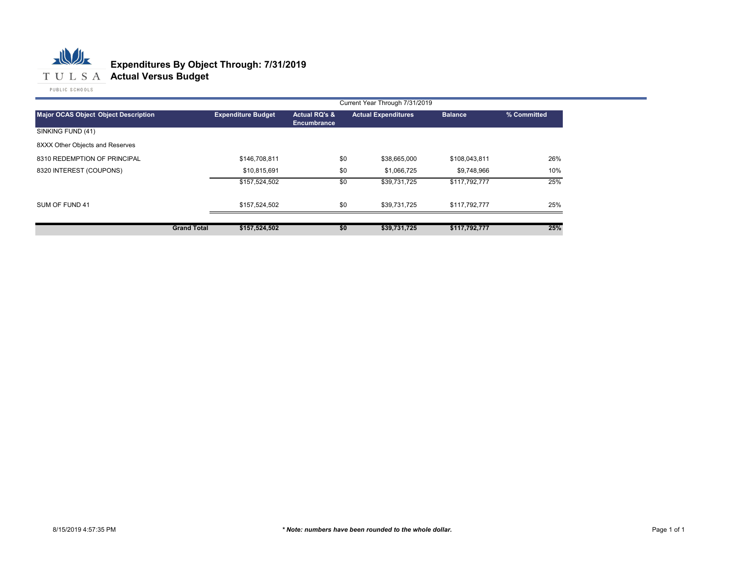TULSA PUBLIC SCHOOLS

# Expenditures By Object Through: 7/31/2019
## Actual Versus Budget

| | Current Year Through 7/31/2019 | | | | |
|---|---|---|---|---|---|
| **Major OCAS Object Object Description** | **Expenditure Budget** | **Actual RQ's & Encumbrance** | **Actual Expenditures** | **Balance** | **% Committed** |
| SINKING FUND (41) | | | | | |
| 8XXX Other Objects and Reserves | | | | | |
| 8310 REDEMPTION OF PRINCIPAL | $146,708,811 | $0 | $38,665,000 | $108,043,811 | 26% |
| 8320 INTEREST (COUPONS) | $10,815,691 | $0 | $1,066,725 | $9,748,966 | 10% |
| | $157,524,502 | $0 | $39,731,725 | $117,792,777 | 25% |
| SUM OF FUND 41 | $157,524,502 | $0 | $39,731,725 | $117,792,777 | 25% |
| **Grand Total** | **$157,524,502** | **$0** | **$39,731,725** | **$117,792,777** | **25%** |

8/15/2019 4:57:35 PM

*** Note: numbers have been rounded to the whole dollar.***